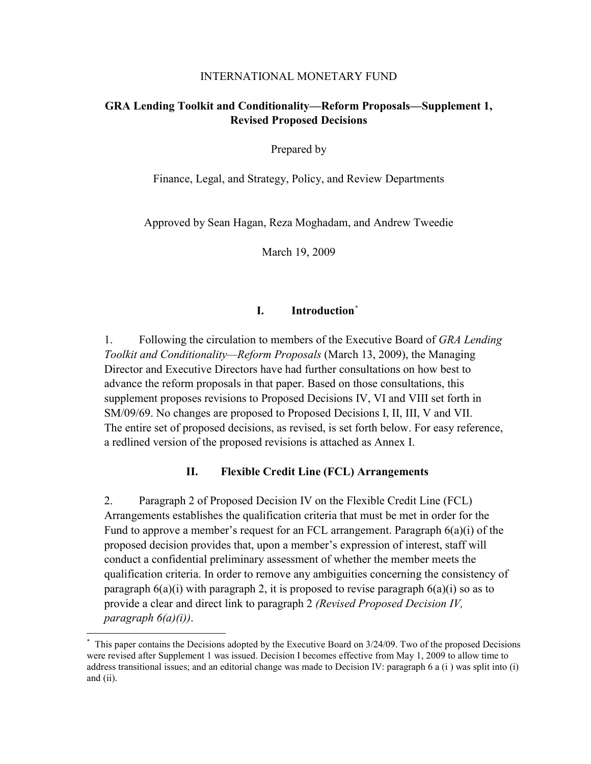INTERNATIONAL MONETARY FUND

# GRA Lending Toolkit and Conditionality—Reform Proposals—Supplement 1, Revised Proposed Decisions

Prepared by

Finance, Legal, and Strategy, Policy, and Review Departments

Approved by Sean Hagan, Reza Moghadam, and Andrew Tweedie

March 19, 2009

## I. Introduction[*]

1. Following the circulation to members of the Executive Board of *GRA Lending Toolkit and Conditionality—Reform Proposals* (March 13, 2009), the Managing Director and Executive Directors have had further consultations on how best to advance the reform proposals in that paper. Based on those consultations, this supplement proposes revisions to Proposed Decisions IV, VI and VIII set forth in SM/09/69. No changes are proposed to Proposed Decisions I, II, III, V and VII. The entire set of proposed decisions, as revised, is set forth below. For easy reference, a redlined version of the proposed revisions is attached as Annex I.

## II. Flexible Credit Line (FCL) Arrangements

2. Paragraph 2 of Proposed Decision IV on the Flexible Credit Line (FCL) Arrangements establishes the qualification criteria that must be met in order for the Fund to approve a member's request for an FCL arrangement. Paragraph 6(a)(i) of the proposed decision provides that, upon a member's expression of interest, staff will conduct a confidential preliminary assessment of whether the member meets the qualification criteria. In order to remove any ambiguities concerning the consistency of paragraph 6(a)(i) with paragraph 2, it is proposed to revise paragraph 6(a)(i) so as to provide a clear and direct link to paragraph 2 *(Revised Proposed Decision IV, paragraph 6(a)(i))*.

---

[*] This paper contains the Decisions adopted by the Executive Board on 3/24/09. Two of the proposed Decisions were revised after Supplement 1 was issued. Decision I becomes effective from May 1, 2009 to allow time to address transitional issues; and an editorial change was made to Decision IV: paragraph 6 a (i ) was split into (i) and (ii).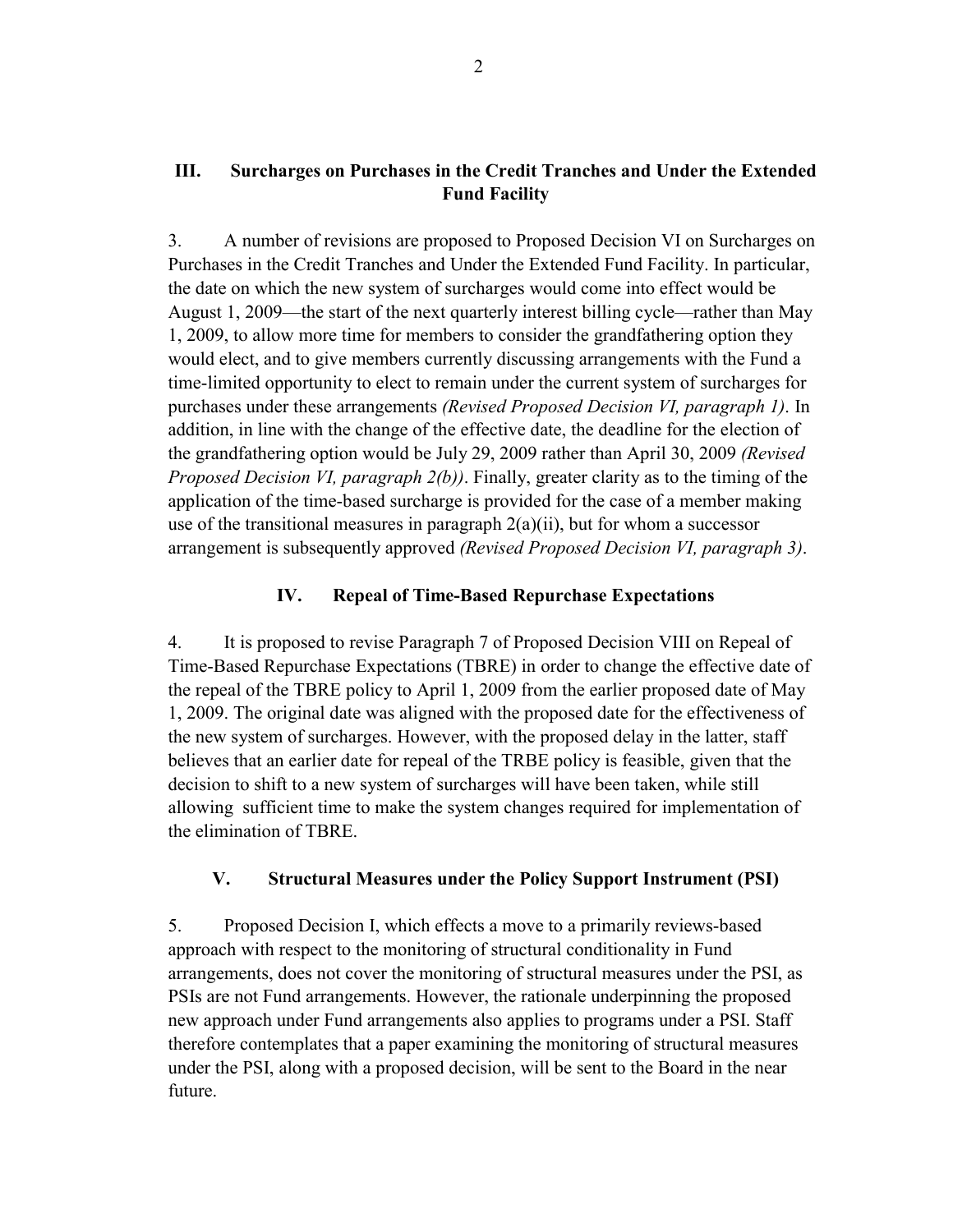## III. Surcharges on Purchases in the Credit Tranches and Under the Extended Fund Facility

3. A number of revisions are proposed to Proposed Decision VI on Surcharges on Purchases in the Credit Tranches and Under the Extended Fund Facility. In particular, the date on which the new system of surcharges would come into effect would be August 1, 2009—the start of the next quarterly interest billing cycle—rather than May 1, 2009, to allow more time for members to consider the grandfathering option they would elect, and to give members currently discussing arrangements with the Fund a time-limited opportunity to elect to remain under the current system of surcharges for purchases under these arrangements *(Revised Proposed Decision VI, paragraph 1)*. In addition, in line with the change of the effective date, the deadline for the election of the grandfathering option would be July 29, 2009 rather than April 30, 2009 *(Revised Proposed Decision VI, paragraph 2(b))*. Finally, greater clarity as to the timing of the application of the time-based surcharge is provided for the case of a member making use of the transitional measures in paragraph 2(a)(ii), but for whom a successor arrangement is subsequently approved *(Revised Proposed Decision VI, paragraph 3)*.

## IV. Repeal of Time-Based Repurchase Expectations

4. It is proposed to revise Paragraph 7 of Proposed Decision VIII on Repeal of Time-Based Repurchase Expectations (TBRE) in order to change the effective date of the repeal of the TBRE policy to April 1, 2009 from the earlier proposed date of May 1, 2009. The original date was aligned with the proposed date for the effectiveness of the new system of surcharges. However, with the proposed delay in the latter, staff believes that an earlier date for repeal of the TRBE policy is feasible, given that the decision to shift to a new system of surcharges will have been taken, while still allowing sufficient time to make the system changes required for implementation of the elimination of TBRE.

## V. Structural Measures under the Policy Support Instrument (PSI)

5. Proposed Decision I, which effects a move to a primarily reviews-based approach with respect to the monitoring of structural conditionality in Fund arrangements, does not cover the monitoring of structural measures under the PSI, as PSIs are not Fund arrangements. However, the rationale underpinning the proposed new approach under Fund arrangements also applies to programs under a PSI. Staff therefore contemplates that a paper examining the monitoring of structural measures under the PSI, along with a proposed decision, will be sent to the Board in the near future.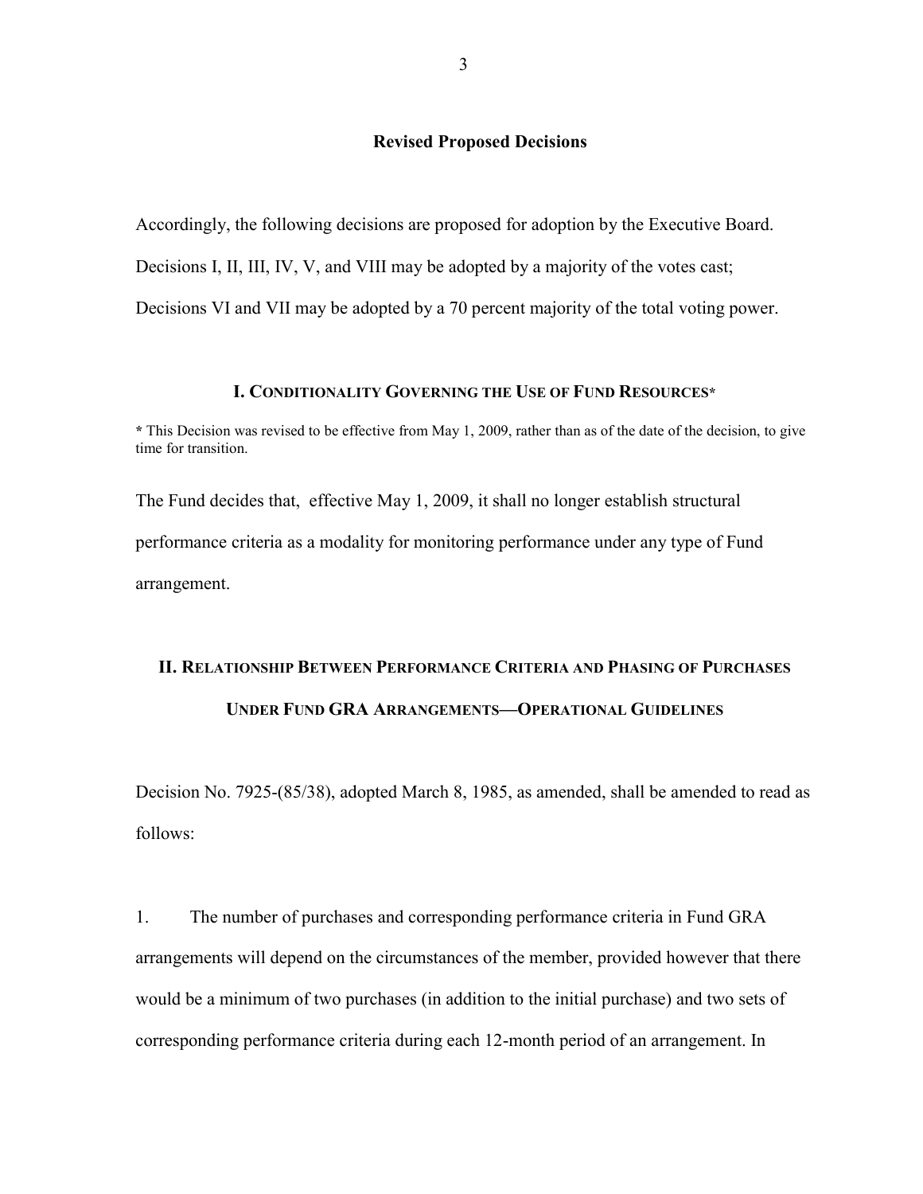## Revised Proposed Decisions

Accordingly, the following decisions are proposed for adoption by the Executive Board. Decisions I, II, III, IV, V, and VIII may be adopted by a majority of the votes cast; Decisions VI and VII may be adopted by a 70 percent majority of the total voting power.

### I. Conditionality Governing the Use of Fund Resources*

**\*** This Decision was revised to be effective from May 1, 2009, rather than as of the date of the decision, to give time for transition.

The Fund decides that, effective May 1, 2009, it shall no longer establish structural performance criteria as a modality for monitoring performance under any type of Fund arrangement.

### II. Relationship Between Performance Criteria and Phasing of Purchases Under Fund GRA Arrangements—Operational Guidelines

Decision No. 7925-(85/38), adopted March 8, 1985, as amended, shall be amended to read as follows:

1. The number of purchases and corresponding performance criteria in Fund GRA arrangements will depend on the circumstances of the member, provided however that there would be a minimum of two purchases (in addition to the initial purchase) and two sets of corresponding performance criteria during each 12-month period of an arrangement. In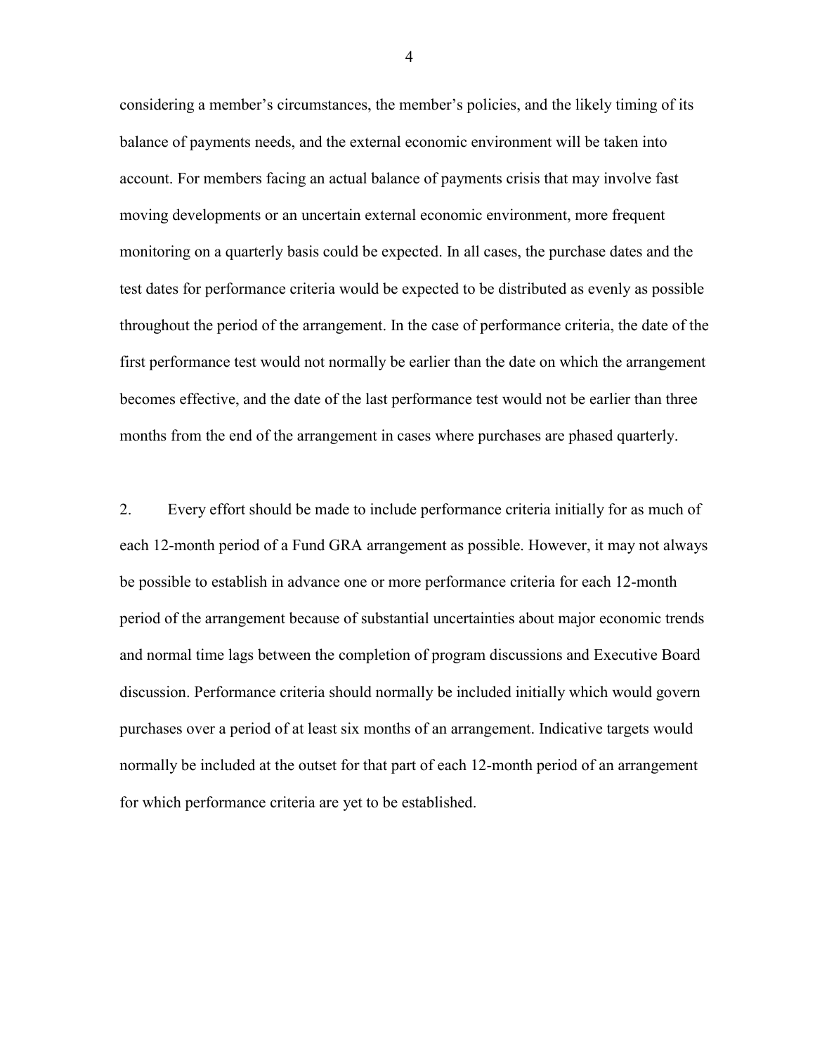considering a member's circumstances, the member's policies, and the likely timing of its balance of payments needs, and the external economic environment will be taken into account. For members facing an actual balance of payments crisis that may involve fast moving developments or an uncertain external economic environment, more frequent monitoring on a quarterly basis could be expected. In all cases, the purchase dates and the test dates for performance criteria would be expected to be distributed as evenly as possible throughout the period of the arrangement. In the case of performance criteria, the date of the first performance test would not normally be earlier than the date on which the arrangement becomes effective, and the date of the last performance test would not be earlier than three months from the end of the arrangement in cases where purchases are phased quarterly.

2. Every effort should be made to include performance criteria initially for as much of each 12-month period of a Fund GRA arrangement as possible. However, it may not always be possible to establish in advance one or more performance criteria for each 12-month period of the arrangement because of substantial uncertainties about major economic trends and normal time lags between the completion of program discussions and Executive Board discussion. Performance criteria should normally be included initially which would govern purchases over a period of at least six months of an arrangement. Indicative targets would normally be included at the outset for that part of each 12-month period of an arrangement for which performance criteria are yet to be established.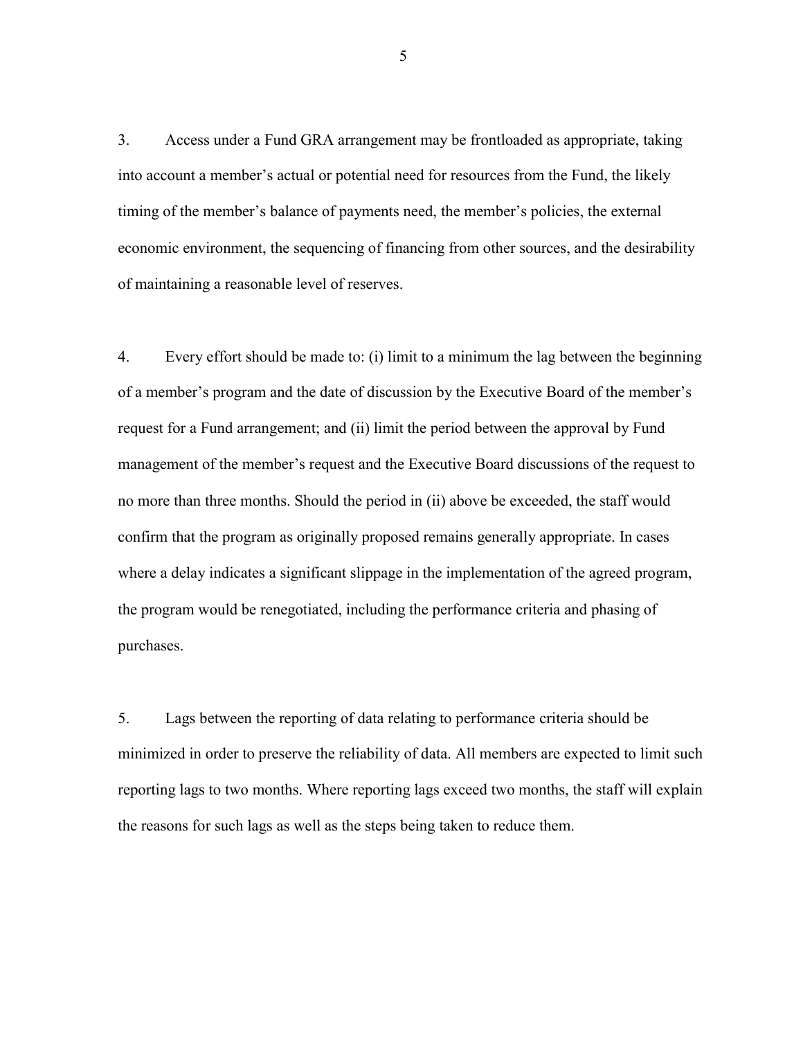3. Access under a Fund GRA arrangement may be frontloaded as appropriate, taking into account a member's actual or potential need for resources from the Fund, the likely timing of the member's balance of payments need, the member's policies, the external economic environment, the sequencing of financing from other sources, and the desirability of maintaining a reasonable level of reserves.

4. Every effort should be made to: (i) limit to a minimum the lag between the beginning of a member's program and the date of discussion by the Executive Board of the member's request for a Fund arrangement; and (ii) limit the period between the approval by Fund management of the member's request and the Executive Board discussions of the request to no more than three months. Should the period in (ii) above be exceeded, the staff would confirm that the program as originally proposed remains generally appropriate. In cases where a delay indicates a significant slippage in the implementation of the agreed program, the program would be renegotiated, including the performance criteria and phasing of purchases.

5. Lags between the reporting of data relating to performance criteria should be minimized in order to preserve the reliability of data. All members are expected to limit such reporting lags to two months. Where reporting lags exceed two months, the staff will explain the reasons for such lags as well as the steps being taken to reduce them.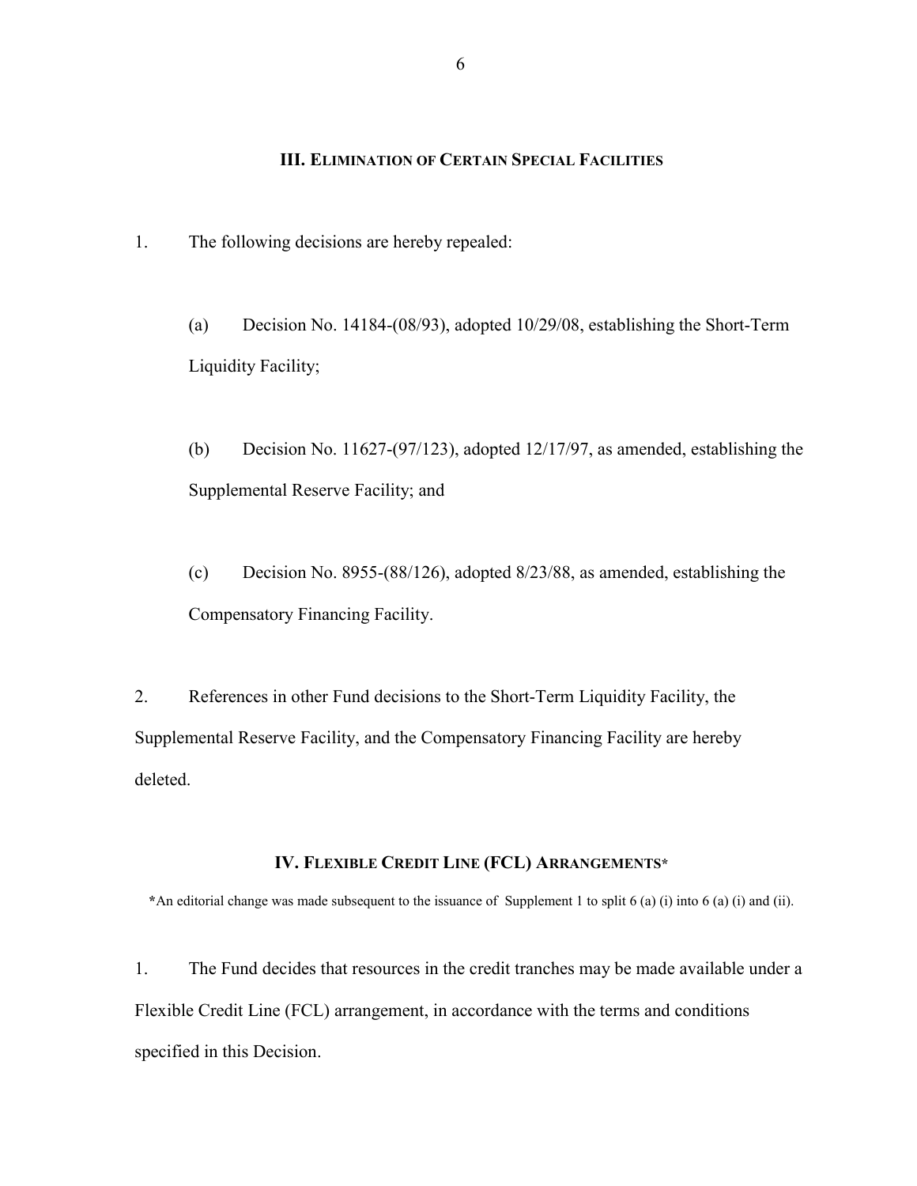## III. Elimination of Certain Special Facilities

1. The following decisions are hereby repealed:

   (a) Decision No. 14184-(08/93), adopted 10/29/08, establishing the Short-Term Liquidity Facility;

   (b) Decision No. 11627-(97/123), adopted 12/17/97, as amended, establishing the Supplemental Reserve Facility; and

   (c) Decision No. 8955-(88/126), adopted 8/23/88, as amended, establishing the Compensatory Financing Facility.

2. References in other Fund decisions to the Short-Term Liquidity Facility, the Supplemental Reserve Facility, and the Compensatory Financing Facility are hereby deleted.

## IV. Flexible Credit Line (FCL) Arrangements*

*An editorial change was made subsequent to the issuance of Supplement 1 to split 6 (a) (i) into 6 (a) (i) and (ii).

1. The Fund decides that resources in the credit tranches may be made available under a Flexible Credit Line (FCL) arrangement, in accordance with the terms and conditions specified in this Decision.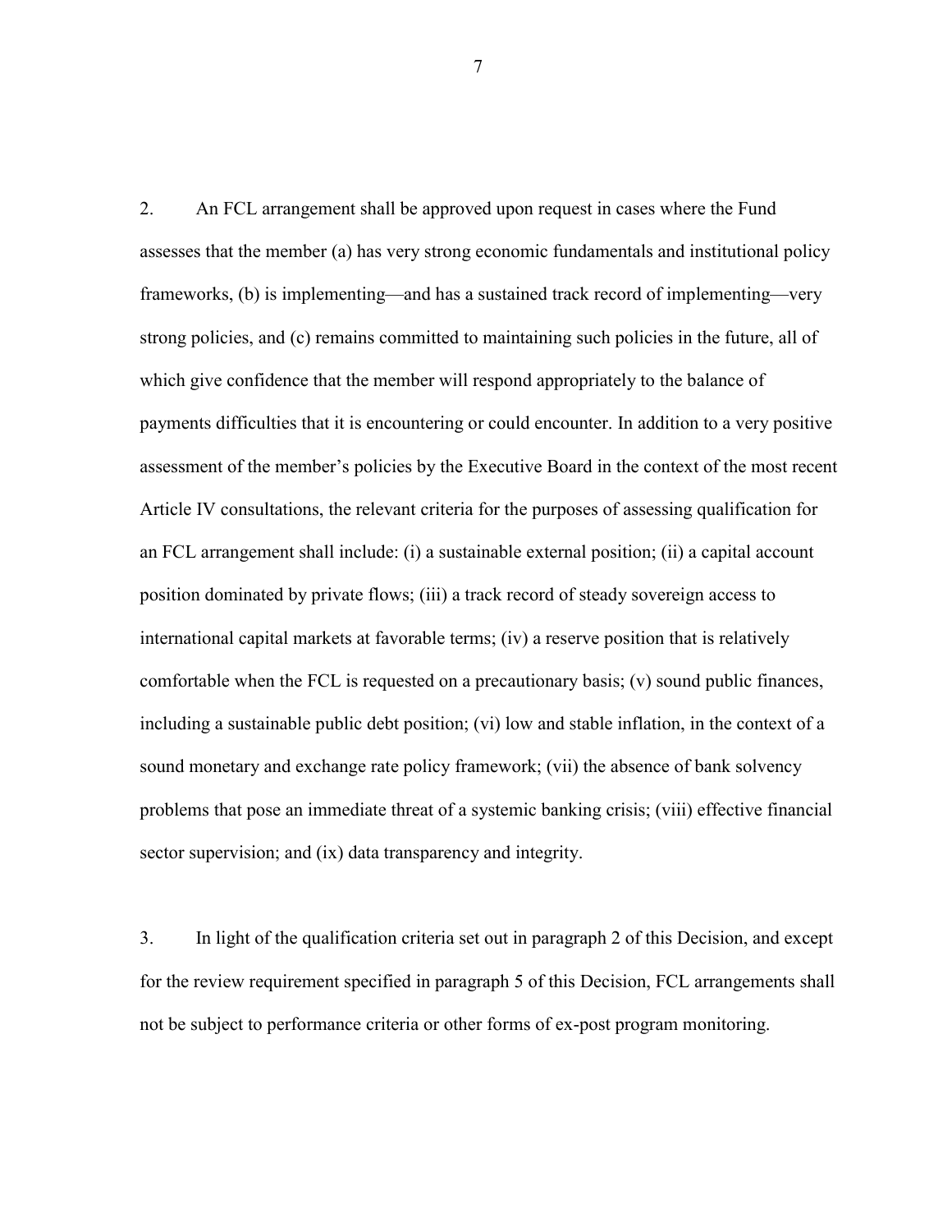2. An FCL arrangement shall be approved upon request in cases where the Fund assesses that the member (a) has very strong economic fundamentals and institutional policy frameworks, (b) is implementing—and has a sustained track record of implementing—very strong policies, and (c) remains committed to maintaining such policies in the future, all of which give confidence that the member will respond appropriately to the balance of payments difficulties that it is encountering or could encounter. In addition to a very positive assessment of the member's policies by the Executive Board in the context of the most recent Article IV consultations, the relevant criteria for the purposes of assessing qualification for an FCL arrangement shall include: (i) a sustainable external position; (ii) a capital account position dominated by private flows; (iii) a track record of steady sovereign access to international capital markets at favorable terms; (iv) a reserve position that is relatively comfortable when the FCL is requested on a precautionary basis; (v) sound public finances, including a sustainable public debt position; (vi) low and stable inflation, in the context of a sound monetary and exchange rate policy framework; (vii) the absence of bank solvency problems that pose an immediate threat of a systemic banking crisis; (viii) effective financial sector supervision; and (ix) data transparency and integrity.

3. In light of the qualification criteria set out in paragraph 2 of this Decision, and except for the review requirement specified in paragraph 5 of this Decision, FCL arrangements shall not be subject to performance criteria or other forms of ex-post program monitoring.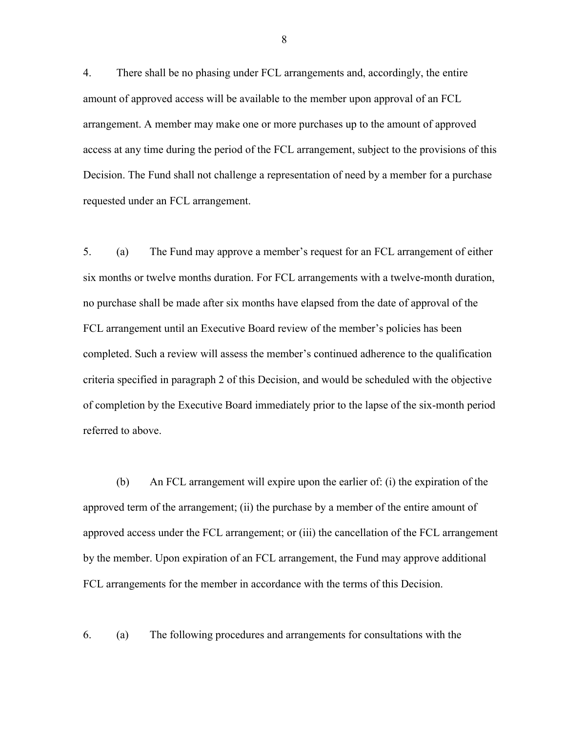4. There shall be no phasing under FCL arrangements and, accordingly, the entire amount of approved access will be available to the member upon approval of an FCL arrangement. A member may make one or more purchases up to the amount of approved access at any time during the period of the FCL arrangement, subject to the provisions of this Decision. The Fund shall not challenge a representation of need by a member for a purchase requested under an FCL arrangement.

5. (a) The Fund may approve a member's request for an FCL arrangement of either six months or twelve months duration. For FCL arrangements with a twelve-month duration, no purchase shall be made after six months have elapsed from the date of approval of the FCL arrangement until an Executive Board review of the member's policies has been completed. Such a review will assess the member's continued adherence to the qualification criteria specified in paragraph 2 of this Decision, and would be scheduled with the objective of completion by the Executive Board immediately prior to the lapse of the six-month period referred to above.

(b) An FCL arrangement will expire upon the earlier of: (i) the expiration of the approved term of the arrangement; (ii) the purchase by a member of the entire amount of approved access under the FCL arrangement; or (iii) the cancellation of the FCL arrangement by the member. Upon expiration of an FCL arrangement, the Fund may approve additional FCL arrangements for the member in accordance with the terms of this Decision.

6. (a) The following procedures and arrangements for consultations with the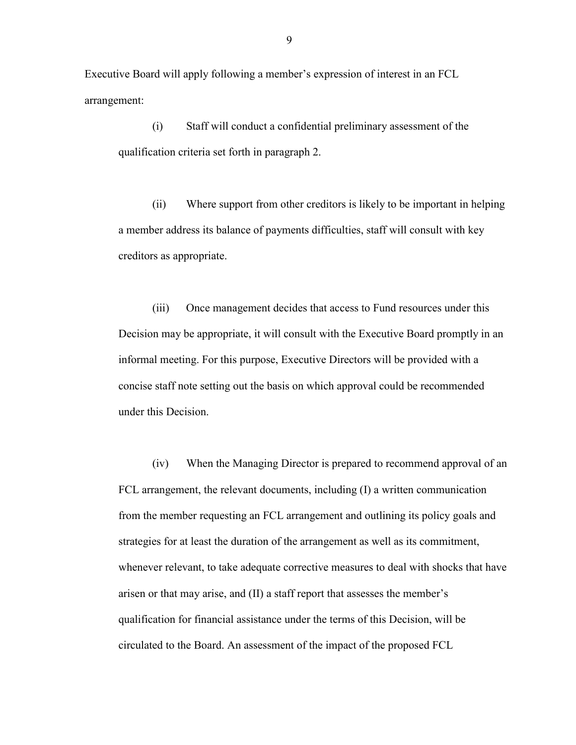Executive Board will apply following a member's expression of interest in an FCL arrangement:

(i) Staff will conduct a confidential preliminary assessment of the qualification criteria set forth in paragraph 2.

(ii) Where support from other creditors is likely to be important in helping a member address its balance of payments difficulties, staff will consult with key creditors as appropriate.

(iii) Once management decides that access to Fund resources under this Decision may be appropriate, it will consult with the Executive Board promptly in an informal meeting. For this purpose, Executive Directors will be provided with a concise staff note setting out the basis on which approval could be recommended under this Decision.

(iv) When the Managing Director is prepared to recommend approval of an FCL arrangement, the relevant documents, including (I) a written communication from the member requesting an FCL arrangement and outlining its policy goals and strategies for at least the duration of the arrangement as well as its commitment, whenever relevant, to take adequate corrective measures to deal with shocks that have arisen or that may arise, and (II) a staff report that assesses the member's qualification for financial assistance under the terms of this Decision, will be circulated to the Board. An assessment of the impact of the proposed FCL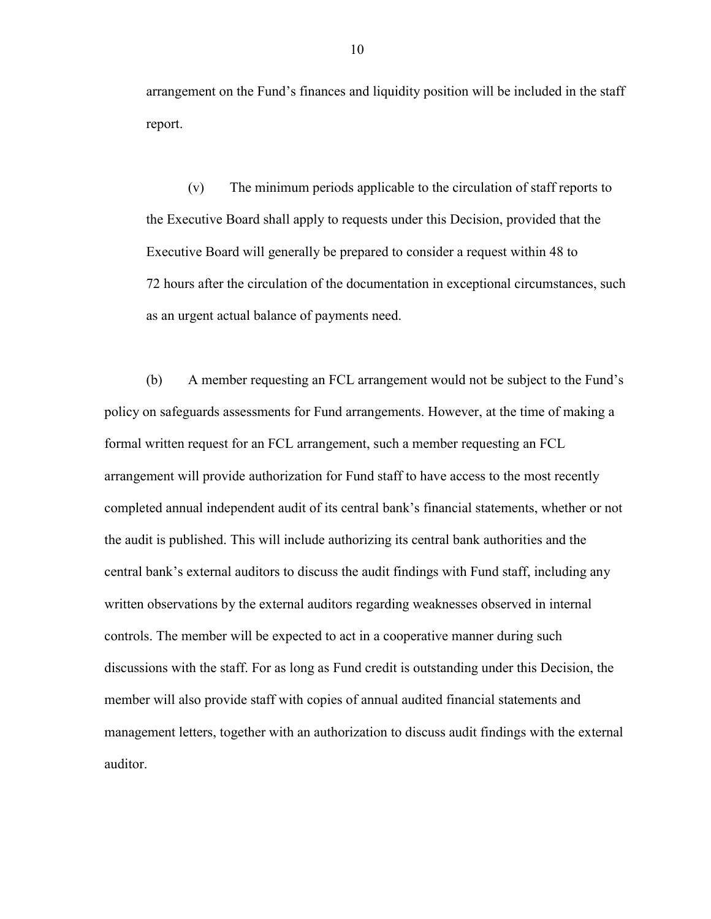arrangement on the Fund's finances and liquidity position will be included in the staff report.

(v) The minimum periods applicable to the circulation of staff reports to the Executive Board shall apply to requests under this Decision, provided that the Executive Board will generally be prepared to consider a request within 48 to 72 hours after the circulation of the documentation in exceptional circumstances, such as an urgent actual balance of payments need.

(b) A member requesting an FCL arrangement would not be subject to the Fund's policy on safeguards assessments for Fund arrangements. However, at the time of making a formal written request for an FCL arrangement, such a member requesting an FCL arrangement will provide authorization for Fund staff to have access to the most recently completed annual independent audit of its central bank's financial statements, whether or not the audit is published. This will include authorizing its central bank authorities and the central bank's external auditors to discuss the audit findings with Fund staff, including any written observations by the external auditors regarding weaknesses observed in internal controls. The member will be expected to act in a cooperative manner during such discussions with the staff. For as long as Fund credit is outstanding under this Decision, the member will also provide staff with copies of annual audited financial statements and management letters, together with an authorization to discuss audit findings with the external auditor.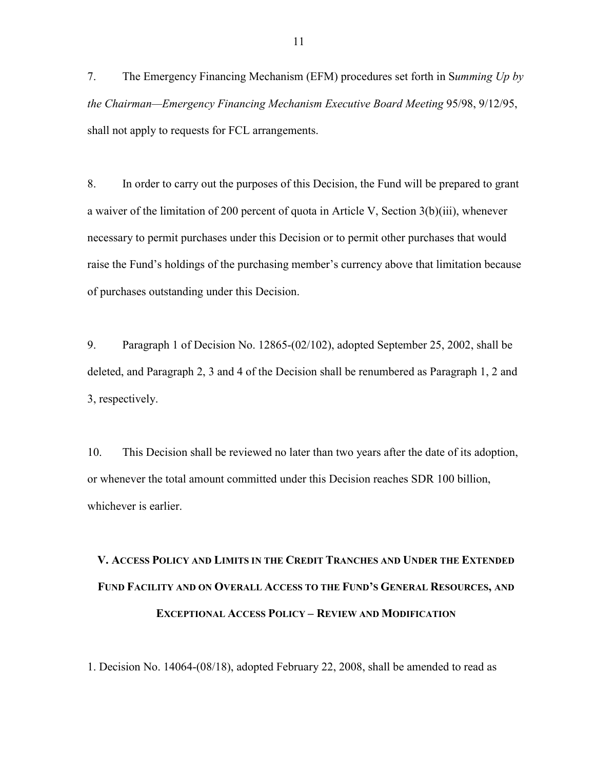7. The Emergency Financing Mechanism (EFM) procedures set forth in S*umming Up by the Chairman—Emergency Financing Mechanism Executive Board Meeting* 95/98, 9/12/95, shall not apply to requests for FCL arrangements.

8. In order to carry out the purposes of this Decision, the Fund will be prepared to grant a waiver of the limitation of 200 percent of quota in Article V, Section 3(b)(iii), whenever necessary to permit purchases under this Decision or to permit other purchases that would raise the Fund's holdings of the purchasing member's currency above that limitation because of purchases outstanding under this Decision.

9. Paragraph 1 of Decision No. 12865-(02/102), adopted September 25, 2002, shall be deleted, and Paragraph 2, 3 and 4 of the Decision shall be renumbered as Paragraph 1, 2 and 3, respectively.

10. This Decision shall be reviewed no later than two years after the date of its adoption, or whenever the total amount committed under this Decision reaches SDR 100 billion, whichever is earlier.

## V. Access Policy and Limits in the Credit Tranches and Under the Extended Fund Facility and on Overall Access to the Fund's General Resources, and Exceptional Access Policy – Review and Modification

1. Decision No. 14064-(08/18), adopted February 22, 2008, shall be amended to read as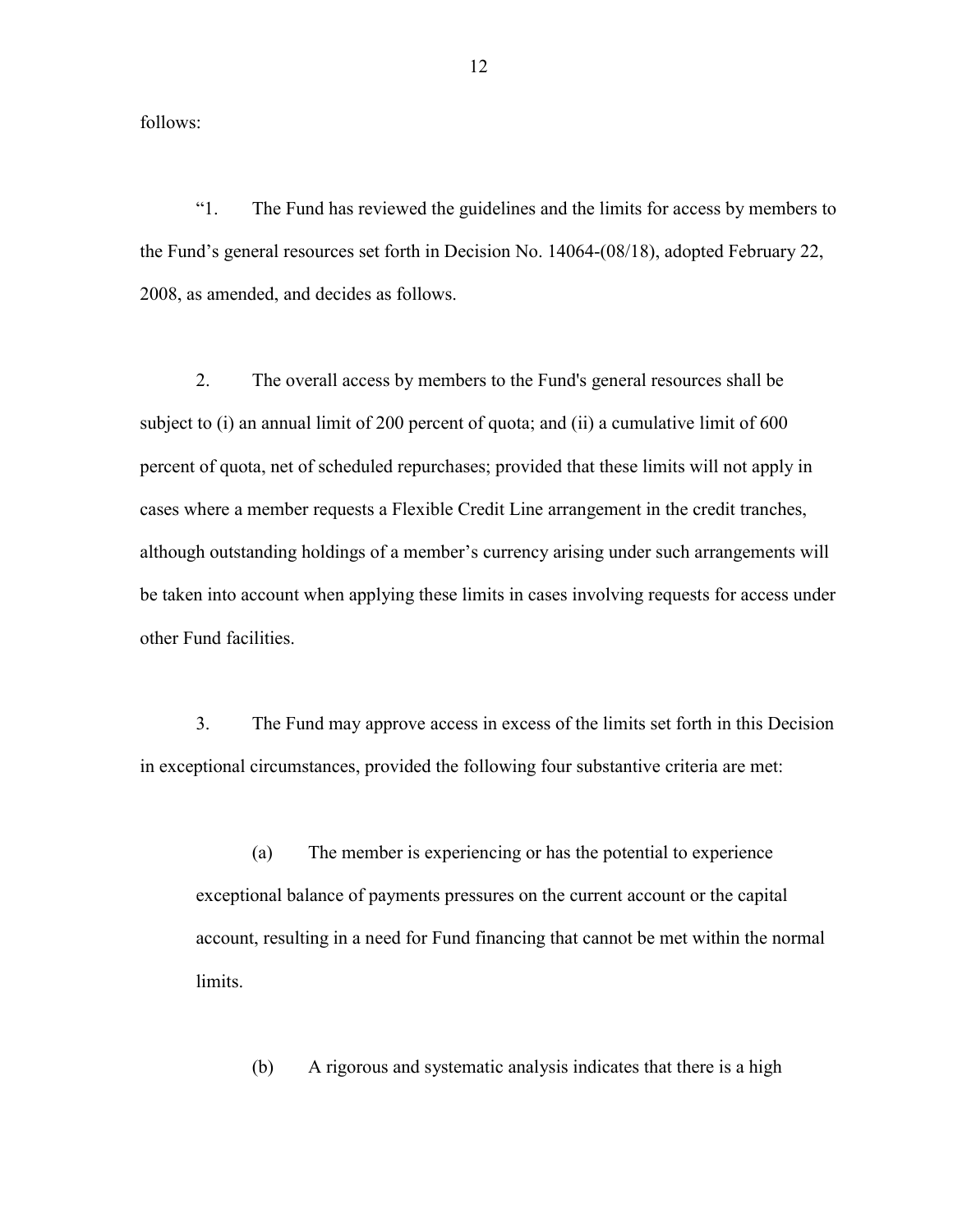follows:

“1. The Fund has reviewed the guidelines and the limits for access by members to the Fund’s general resources set forth in Decision No. 14064-(08/18), adopted February 22, 2008, as amended, and decides as follows.

2. The overall access by members to the Fund's general resources shall be subject to (i) an annual limit of 200 percent of quota; and (ii) a cumulative limit of 600 percent of quota, net of scheduled repurchases; provided that these limits will not apply in cases where a member requests a Flexible Credit Line arrangement in the credit tranches, although outstanding holdings of a member’s currency arising under such arrangements will be taken into account when applying these limits in cases involving requests for access under other Fund facilities.

3. The Fund may approve access in excess of the limits set forth in this Decision in exceptional circumstances, provided the following four substantive criteria are met:

(a) The member is experiencing or has the potential to experience exceptional balance of payments pressures on the current account or the capital account, resulting in a need for Fund financing that cannot be met within the normal limits.

(b) A rigorous and systematic analysis indicates that there is a high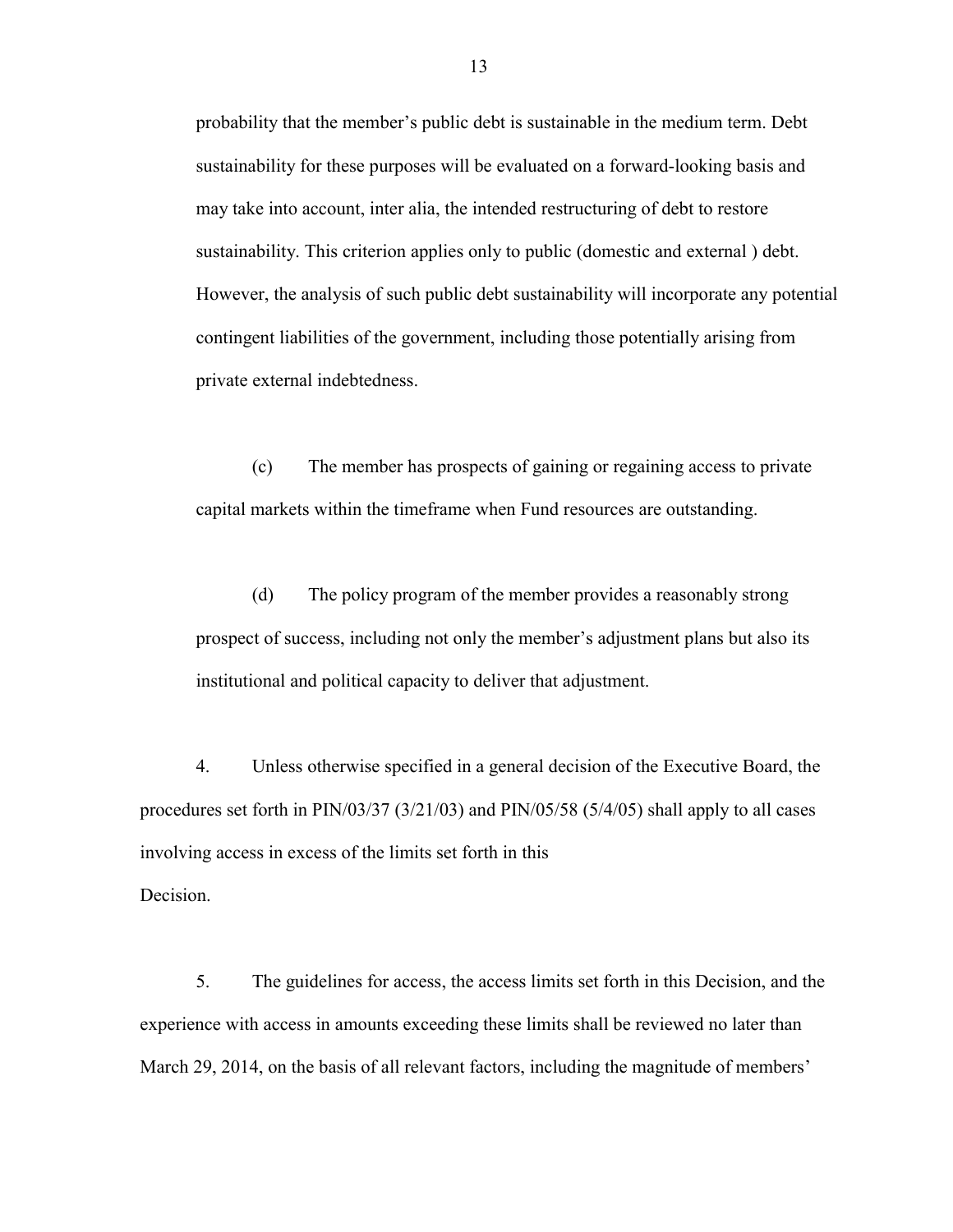probability that the member's public debt is sustainable in the medium term. Debt sustainability for these purposes will be evaluated on a forward-looking basis and may take into account, inter alia, the intended restructuring of debt to restore sustainability. This criterion applies only to public (domestic and external ) debt. However, the analysis of such public debt sustainability will incorporate any potential contingent liabilities of the government, including those potentially arising from private external indebtedness.

(c) The member has prospects of gaining or regaining access to private capital markets within the timeframe when Fund resources are outstanding.

(d) The policy program of the member provides a reasonably strong prospect of success, including not only the member's adjustment plans but also its institutional and political capacity to deliver that adjustment.

4. Unless otherwise specified in a general decision of the Executive Board, the procedures set forth in PIN/03/37 (3/21/03) and PIN/05/58 (5/4/05) shall apply to all cases involving access in excess of the limits set forth in this Decision.

5. The guidelines for access, the access limits set forth in this Decision, and the experience with access in amounts exceeding these limits shall be reviewed no later than March 29, 2014, on the basis of all relevant factors, including the magnitude of members'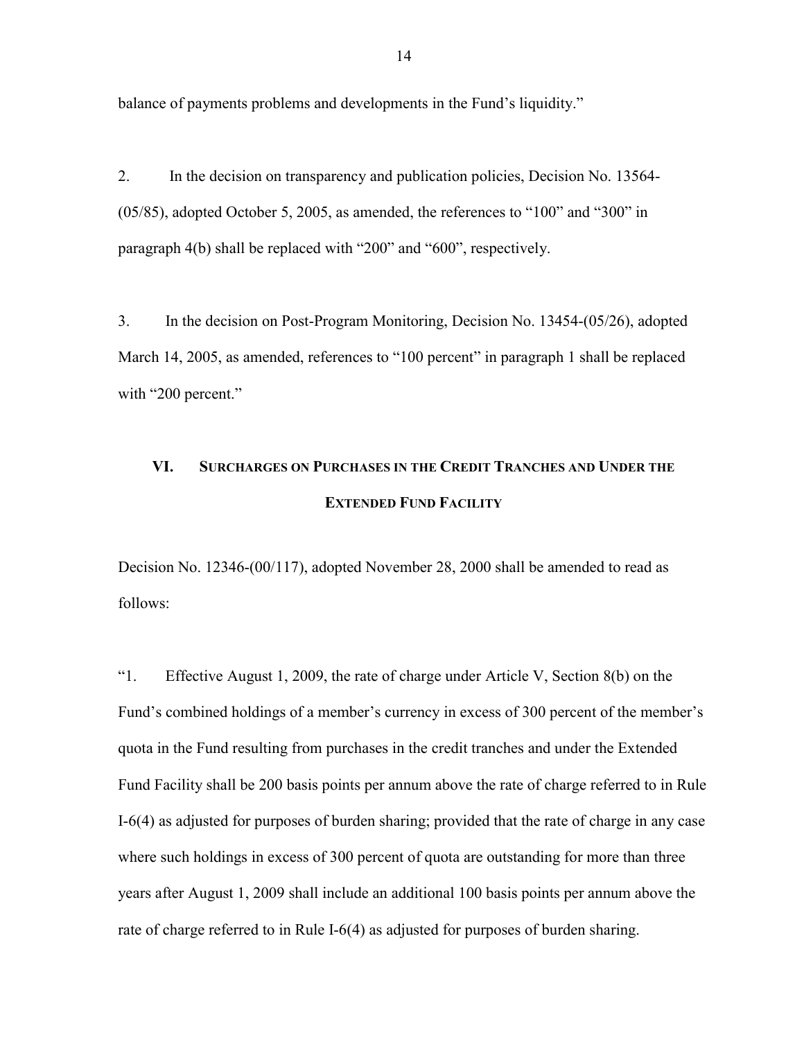balance of payments problems and developments in the Fund's liquidity."

2. In the decision on transparency and publication policies, Decision No. 13564-(05/85), adopted October 5, 2005, as amended, the references to "100" and "300" in paragraph 4(b) shall be replaced with "200" and "600", respectively.

3. In the decision on Post-Program Monitoring, Decision No. 13454-(05/26), adopted March 14, 2005, as amended, references to "100 percent" in paragraph 1 shall be replaced with "200 percent."

## VI. Surcharges on Purchases in the Credit Tranches and Under the Extended Fund Facility

Decision No. 12346-(00/117), adopted November 28, 2000 shall be amended to read as follows:

"1. Effective August 1, 2009, the rate of charge under Article V, Section 8(b) on the Fund's combined holdings of a member's currency in excess of 300 percent of the member's quota in the Fund resulting from purchases in the credit tranches and under the Extended Fund Facility shall be 200 basis points per annum above the rate of charge referred to in Rule I-6(4) as adjusted for purposes of burden sharing; provided that the rate of charge in any case where such holdings in excess of 300 percent of quota are outstanding for more than three years after August 1, 2009 shall include an additional 100 basis points per annum above the rate of charge referred to in Rule I-6(4) as adjusted for purposes of burden sharing.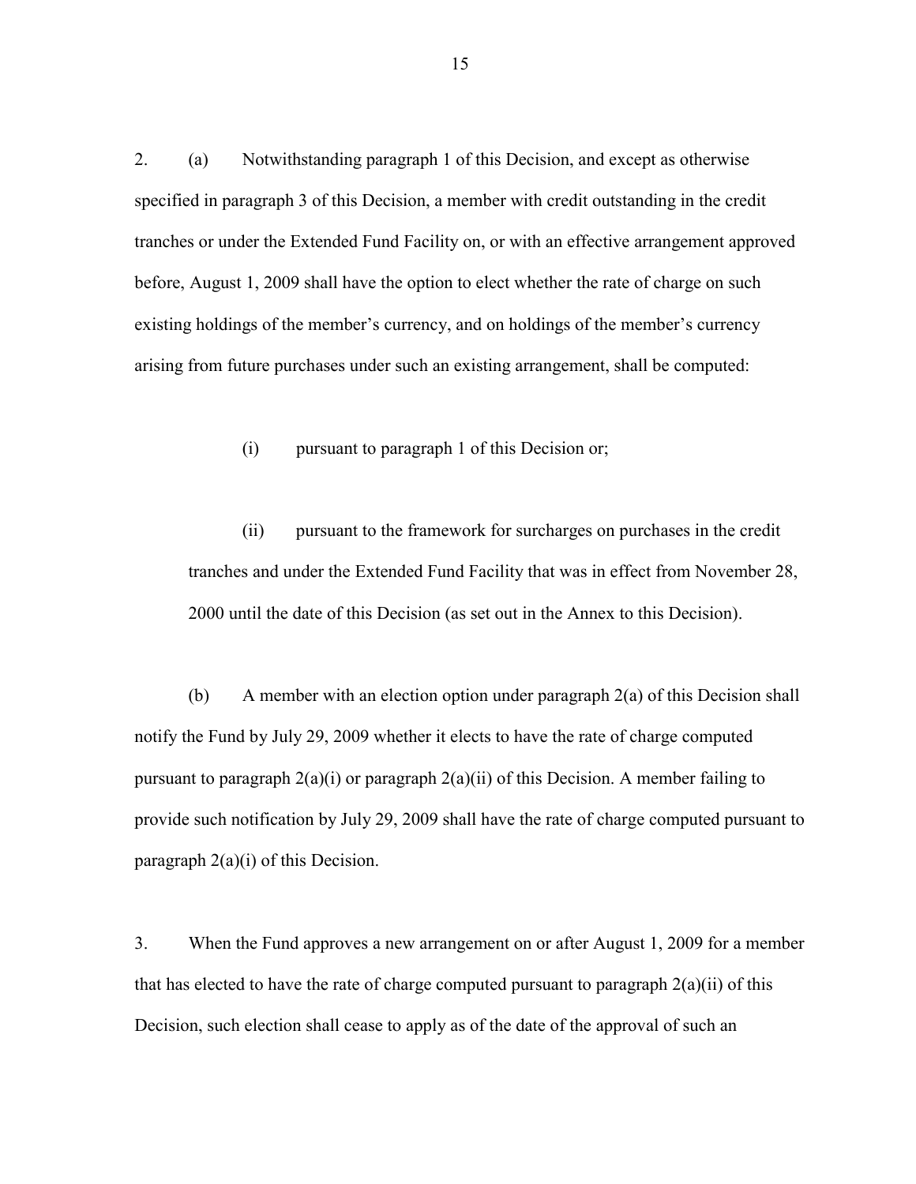2. (a) Notwithstanding paragraph 1 of this Decision, and except as otherwise specified in paragraph 3 of this Decision, a member with credit outstanding in the credit tranches or under the Extended Fund Facility on, or with an effective arrangement approved before, August 1, 2009 shall have the option to elect whether the rate of charge on such existing holdings of the member's currency, and on holdings of the member's currency arising from future purchases under such an existing arrangement, shall be computed:

(i) pursuant to paragraph 1 of this Decision or;

(ii) pursuant to the framework for surcharges on purchases in the credit tranches and under the Extended Fund Facility that was in effect from November 28, 2000 until the date of this Decision (as set out in the Annex to this Decision).

(b) A member with an election option under paragraph 2(a) of this Decision shall notify the Fund by July 29, 2009 whether it elects to have the rate of charge computed pursuant to paragraph 2(a)(i) or paragraph 2(a)(ii) of this Decision. A member failing to provide such notification by July 29, 2009 shall have the rate of charge computed pursuant to paragraph 2(a)(i) of this Decision.

3. When the Fund approves a new arrangement on or after August 1, 2009 for a member that has elected to have the rate of charge computed pursuant to paragraph 2(a)(ii) of this Decision, such election shall cease to apply as of the date of the approval of such an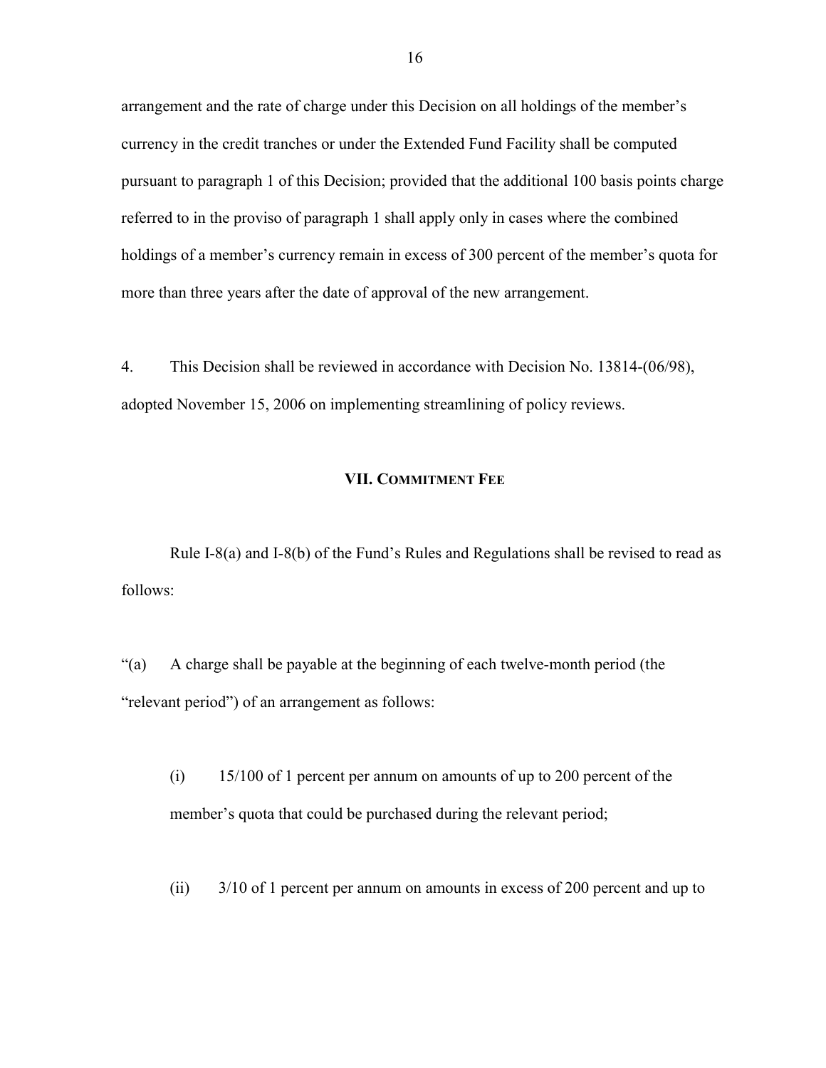arrangement and the rate of charge under this Decision on all holdings of the member's currency in the credit tranches or under the Extended Fund Facility shall be computed pursuant to paragraph 1 of this Decision; provided that the additional 100 basis points charge referred to in the proviso of paragraph 1 shall apply only in cases where the combined holdings of a member's currency remain in excess of 300 percent of the member's quota for more than three years after the date of approval of the new arrangement.

4. This Decision shall be reviewed in accordance with Decision No. 13814-(06/98), adopted November 15, 2006 on implementing streamlining of policy reviews.

## VII. Commitment Fee

Rule I-8(a) and I-8(b) of the Fund's Rules and Regulations shall be revised to read as follows:

"(a) A charge shall be payable at the beginning of each twelve-month period (the "relevant period") of an arrangement as follows:

(i) 15/100 of 1 percent per annum on amounts of up to 200 percent of the member's quota that could be purchased during the relevant period;

(ii) 3/10 of 1 percent per annum on amounts in excess of 200 percent and up to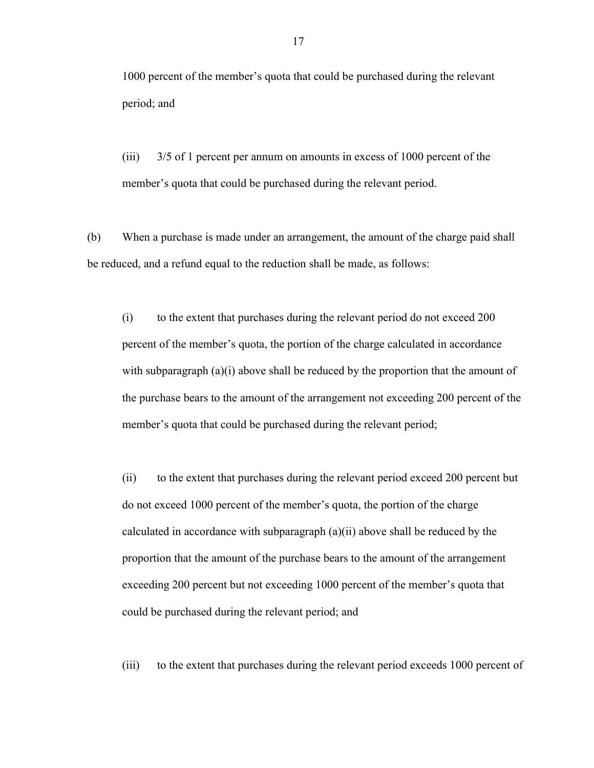1000 percent of the member's quota that could be purchased during the relevant period; and

(iii) 3/5 of 1 percent per annum on amounts in excess of 1000 percent of the member's quota that could be purchased during the relevant period.

(b) When a purchase is made under an arrangement, the amount of the charge paid shall be reduced, and a refund equal to the reduction shall be made, as follows:

(i) to the extent that purchases during the relevant period do not exceed 200 percent of the member's quota, the portion of the charge calculated in accordance with subparagraph (a)(i) above shall be reduced by the proportion that the amount of the purchase bears to the amount of the arrangement not exceeding 200 percent of the member's quota that could be purchased during the relevant period;

(ii) to the extent that purchases during the relevant period exceed 200 percent but do not exceed 1000 percent of the member's quota, the portion of the charge calculated in accordance with subparagraph (a)(ii) above shall be reduced by the proportion that the amount of the purchase bears to the amount of the arrangement exceeding 200 percent but not exceeding 1000 percent of the member's quota that could be purchased during the relevant period; and

(iii) to the extent that purchases during the relevant period exceeds 1000 percent of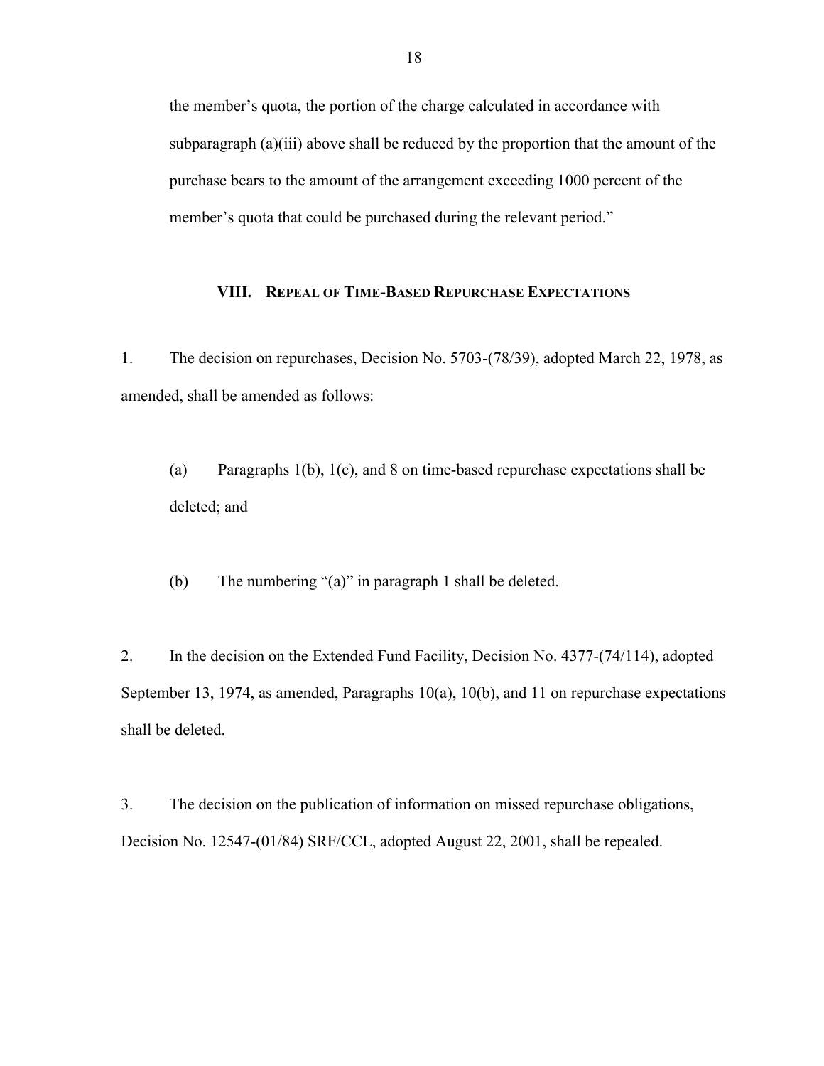the member's quota, the portion of the charge calculated in accordance with subparagraph (a)(iii) above shall be reduced by the proportion that the amount of the purchase bears to the amount of the arrangement exceeding 1000 percent of the member's quota that could be purchased during the relevant period."

## VIII. Repeal of Time-Based Repurchase Expectations

1. The decision on repurchases, Decision No. 5703-(78/39), adopted March 22, 1978, as amended, shall be amended as follows:

   (a) Paragraphs 1(b), 1(c), and 8 on time-based repurchase expectations shall be deleted; and

   (b) The numbering "(a)" in paragraph 1 shall be deleted.

2. In the decision on the Extended Fund Facility, Decision No. 4377-(74/114), adopted September 13, 1974, as amended, Paragraphs 10(a), 10(b), and 11 on repurchase expectations shall be deleted.

3. The decision on the publication of information on missed repurchase obligations, Decision No. 12547-(01/84) SRF/CCL, adopted August 22, 2001, shall be repealed.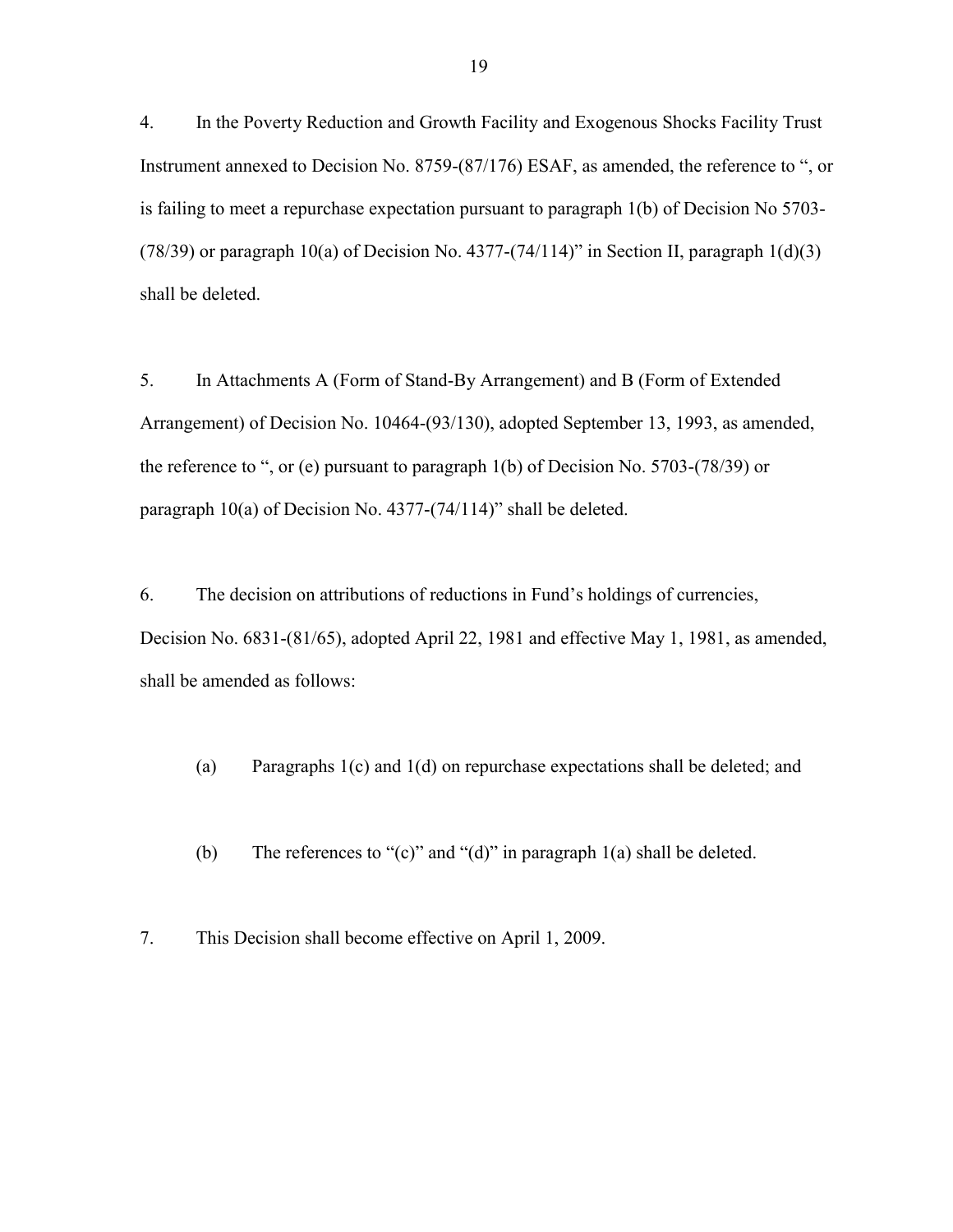4. In the Poverty Reduction and Growth Facility and Exogenous Shocks Facility Trust Instrument annexed to Decision No. 8759-(87/176) ESAF, as amended, the reference to ", or is failing to meet a repurchase expectation pursuant to paragraph 1(b) of Decision No 5703-(78/39) or paragraph 10(a) of Decision No. 4377-(74/114)" in Section II, paragraph 1(d)(3) shall be deleted.

5. In Attachments A (Form of Stand-By Arrangement) and B (Form of Extended Arrangement) of Decision No. 10464-(93/130), adopted September 13, 1993, as amended, the reference to ", or (e) pursuant to paragraph 1(b) of Decision No. 5703-(78/39) or paragraph 10(a) of Decision No. 4377-(74/114)" shall be deleted.

6. The decision on attributions of reductions in Fund's holdings of currencies, Decision No. 6831-(81/65), adopted April 22, 1981 and effective May 1, 1981, as amended, shall be amended as follows:

   (a) Paragraphs 1(c) and 1(d) on repurchase expectations shall be deleted; and

   (b) The references to "(c)" and "(d)" in paragraph 1(a) shall be deleted.

7. This Decision shall become effective on April 1, 2009.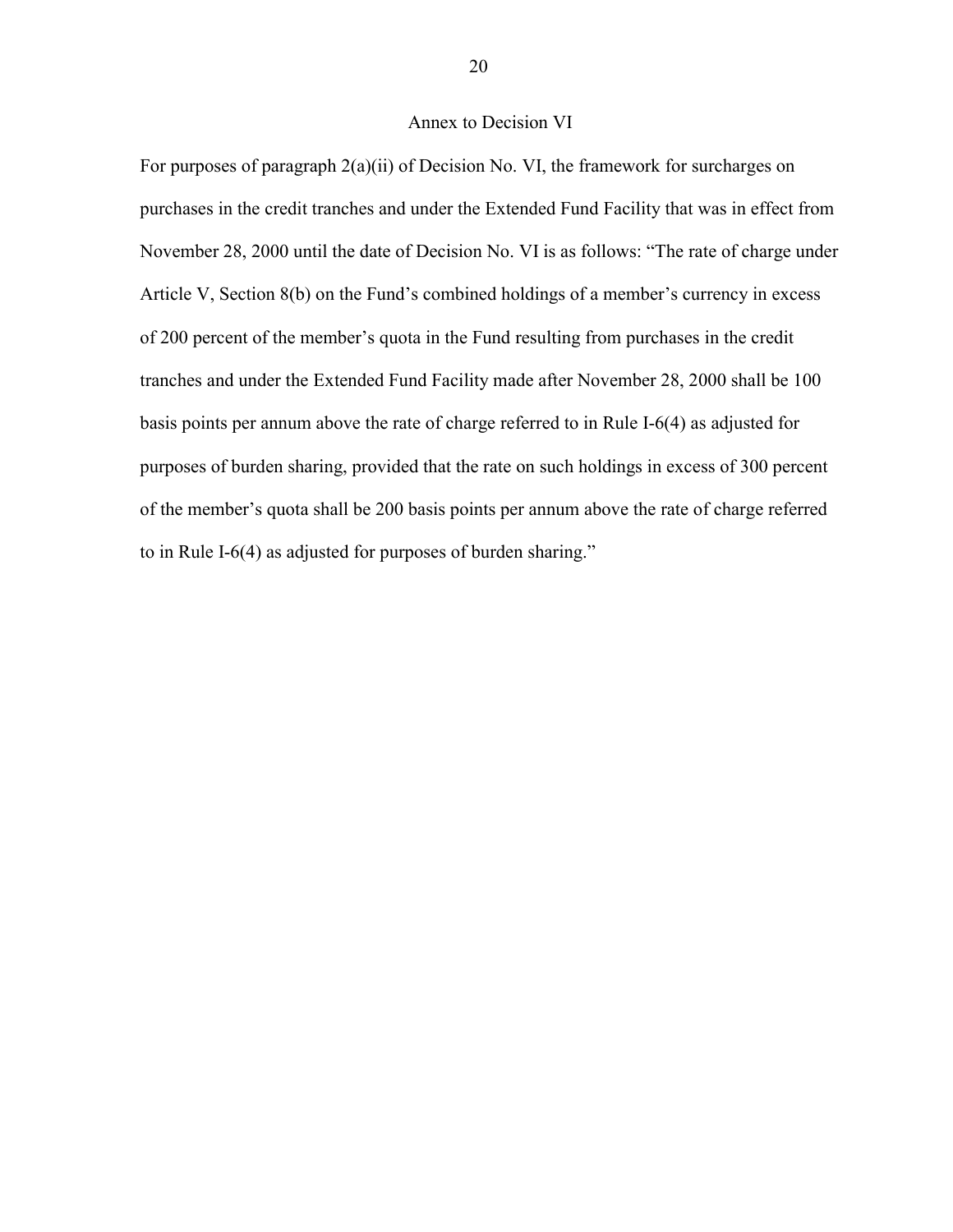## Annex to Decision VI

For purposes of paragraph 2(a)(ii) of Decision No. VI, the framework for surcharges on purchases in the credit tranches and under the Extended Fund Facility that was in effect from November 28, 2000 until the date of Decision No. VI is as follows: "The rate of charge under Article V, Section 8(b) on the Fund's combined holdings of a member's currency in excess of 200 percent of the member's quota in the Fund resulting from purchases in the credit tranches and under the Extended Fund Facility made after November 28, 2000 shall be 100 basis points per annum above the rate of charge referred to in Rule I-6(4) as adjusted for purposes of burden sharing, provided that the rate on such holdings in excess of 300 percent of the member's quota shall be 200 basis points per annum above the rate of charge referred to in Rule I-6(4) as adjusted for purposes of burden sharing."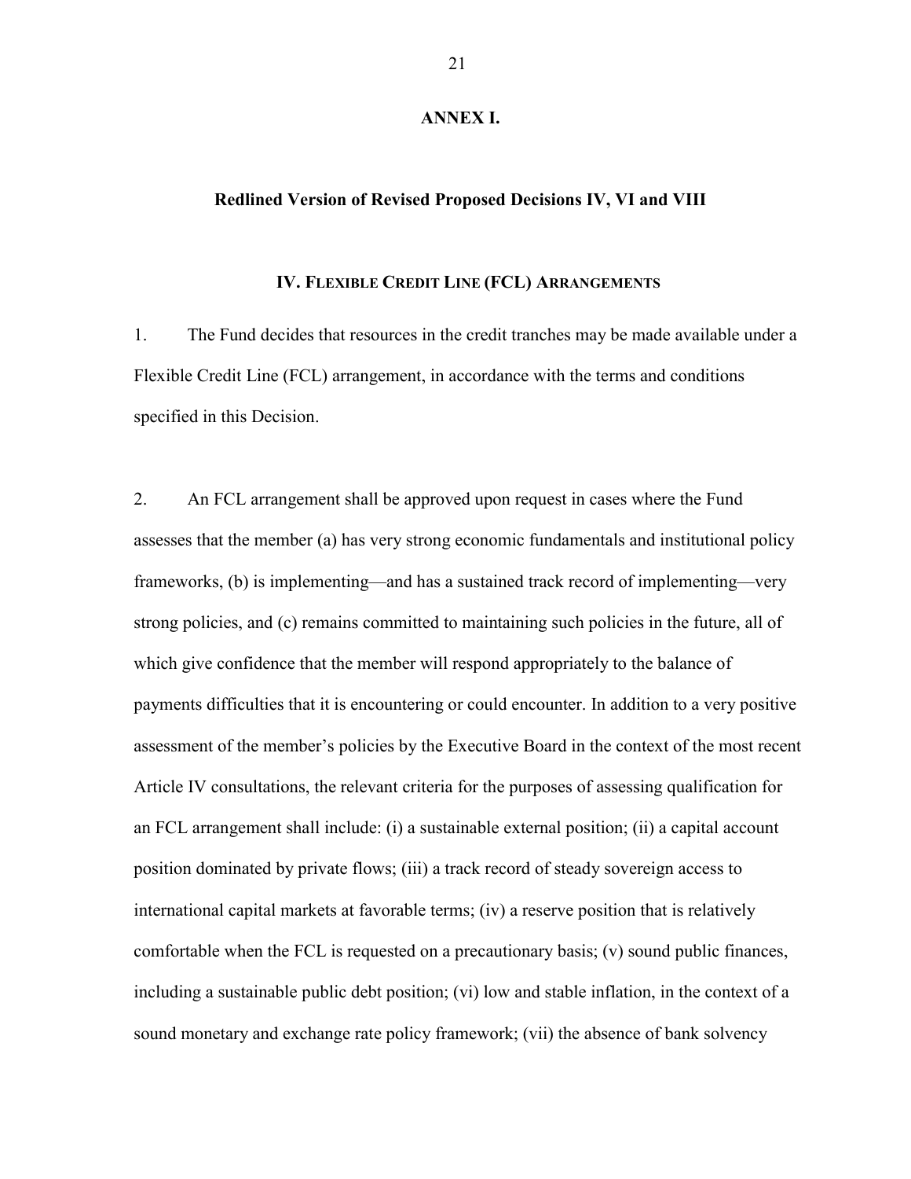# ANNEX I.

## Redlined Version of Revised Proposed Decisions IV, VI and VIII

### IV. Flexible Credit Line (FCL) Arrangements

1. The Fund decides that resources in the credit tranches may be made available under a Flexible Credit Line (FCL) arrangement, in accordance with the terms and conditions specified in this Decision.

2. An FCL arrangement shall be approved upon request in cases where the Fund assesses that the member (a) has very strong economic fundamentals and institutional policy frameworks, (b) is implementing—and has a sustained track record of implementing—very strong policies, and (c) remains committed to maintaining such policies in the future, all of which give confidence that the member will respond appropriately to the balance of payments difficulties that it is encountering or could encounter. In addition to a very positive assessment of the member's policies by the Executive Board in the context of the most recent Article IV consultations, the relevant criteria for the purposes of assessing qualification for an FCL arrangement shall include: (i) a sustainable external position; (ii) a capital account position dominated by private flows; (iii) a track record of steady sovereign access to international capital markets at favorable terms; (iv) a reserve position that is relatively comfortable when the FCL is requested on a precautionary basis; (v) sound public finances, including a sustainable public debt position; (vi) low and stable inflation, in the context of a sound monetary and exchange rate policy framework; (vii) the absence of bank solvency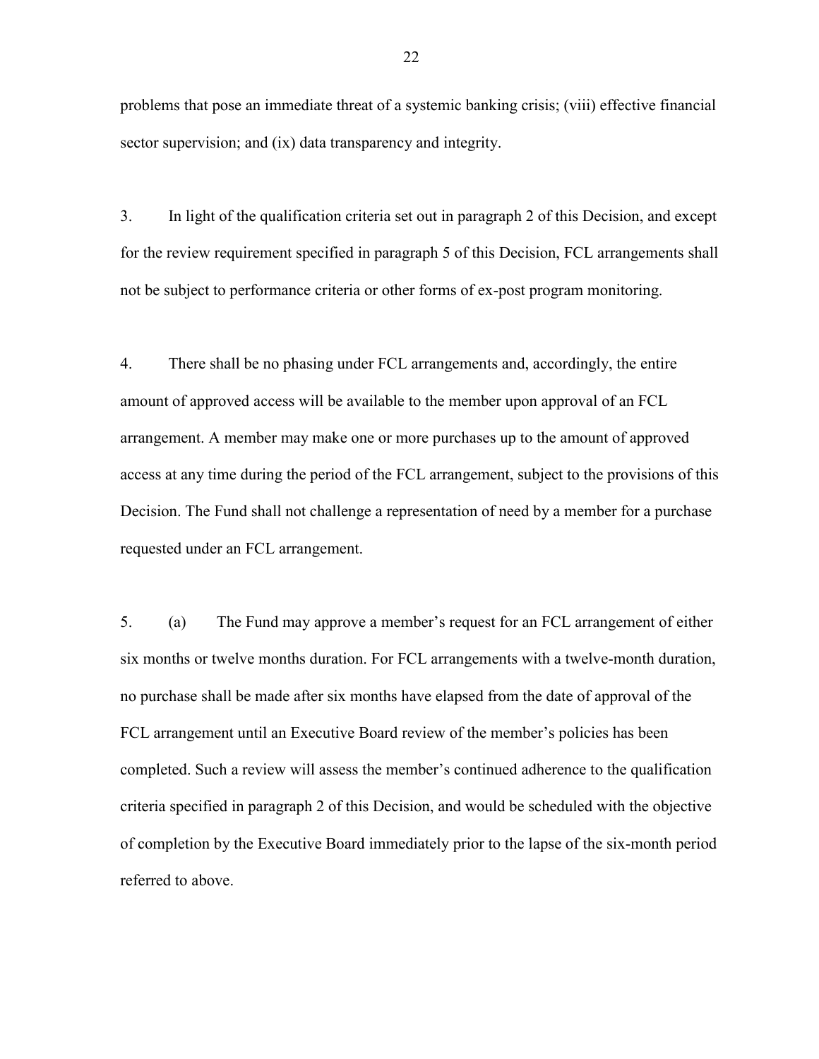problems that pose an immediate threat of a systemic banking crisis; (viii) effective financial sector supervision; and (ix) data transparency and integrity.

3. In light of the qualification criteria set out in paragraph 2 of this Decision, and except for the review requirement specified in paragraph 5 of this Decision, FCL arrangements shall not be subject to performance criteria or other forms of ex-post program monitoring.

4. There shall be no phasing under FCL arrangements and, accordingly, the entire amount of approved access will be available to the member upon approval of an FCL arrangement. A member may make one or more purchases up to the amount of approved access at any time during the period of the FCL arrangement, subject to the provisions of this Decision. The Fund shall not challenge a representation of need by a member for a purchase requested under an FCL arrangement.

5. (a) The Fund may approve a member's request for an FCL arrangement of either six months or twelve months duration. For FCL arrangements with a twelve-month duration, no purchase shall be made after six months have elapsed from the date of approval of the FCL arrangement until an Executive Board review of the member's policies has been completed. Such a review will assess the member's continued adherence to the qualification criteria specified in paragraph 2 of this Decision, and would be scheduled with the objective of completion by the Executive Board immediately prior to the lapse of the six-month period referred to above.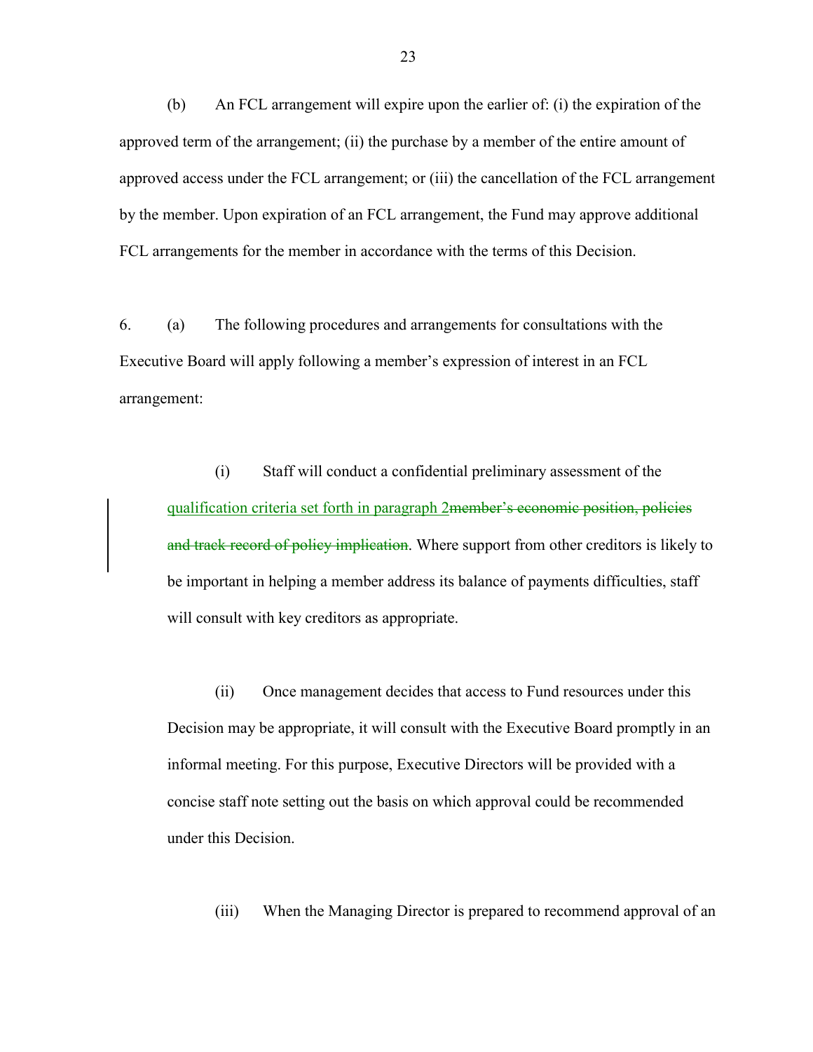(b) An FCL arrangement will expire upon the earlier of: (i) the expiration of the approved term of the arrangement; (ii) the purchase by a member of the entire amount of approved access under the FCL arrangement; or (iii) the cancellation of the FCL arrangement by the member. Upon expiration of an FCL arrangement, the Fund may approve additional FCL arrangements for the member in accordance with the terms of this Decision.

6. (a) The following procedures and arrangements for consultations with the Executive Board will apply following a member's expression of interest in an FCL arrangement:

> (i) Staff will conduct a confidential preliminary assessment of the <u>qualification criteria set forth in paragraph 2</u>~~member's economic position, policies and track record of policy implication~~. Where support from other creditors is likely to be important in helping a member address its balance of payments difficulties, staff will consult with key creditors as appropriate.
>
> (ii) Once management decides that access to Fund resources under this Decision may be appropriate, it will consult with the Executive Board promptly in an informal meeting. For this purpose, Executive Directors will be provided with a concise staff note setting out the basis on which approval could be recommended under this Decision.
>
> (iii) When the Managing Director is prepared to recommend approval of an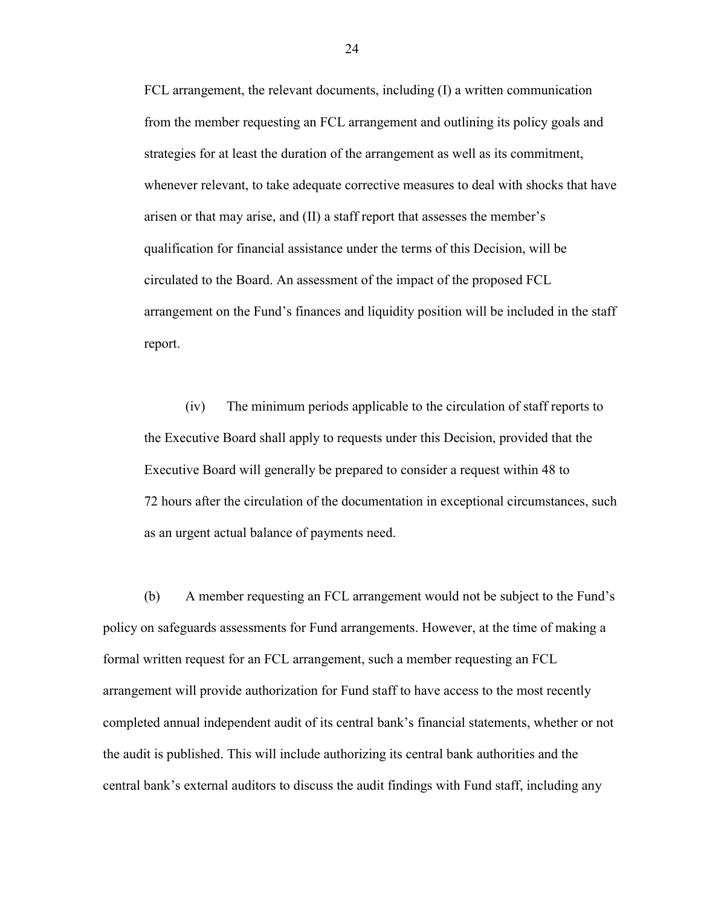FCL arrangement, the relevant documents, including (I) a written communication from the member requesting an FCL arrangement and outlining its policy goals and strategies for at least the duration of the arrangement as well as its commitment, whenever relevant, to take adequate corrective measures to deal with shocks that have arisen or that may arise, and (II) a staff report that assesses the member's qualification for financial assistance under the terms of this Decision, will be circulated to the Board. An assessment of the impact of the proposed FCL arrangement on the Fund's finances and liquidity position will be included in the staff report.

(iv) The minimum periods applicable to the circulation of staff reports to the Executive Board shall apply to requests under this Decision, provided that the Executive Board will generally be prepared to consider a request within 48 to 72 hours after the circulation of the documentation in exceptional circumstances, such as an urgent actual balance of payments need.

(b) A member requesting an FCL arrangement would not be subject to the Fund's policy on safeguards assessments for Fund arrangements. However, at the time of making a formal written request for an FCL arrangement, such a member requesting an FCL arrangement will provide authorization for Fund staff to have access to the most recently completed annual independent audit of its central bank's financial statements, whether or not the audit is published. This will include authorizing its central bank authorities and the central bank's external auditors to discuss the audit findings with Fund staff, including any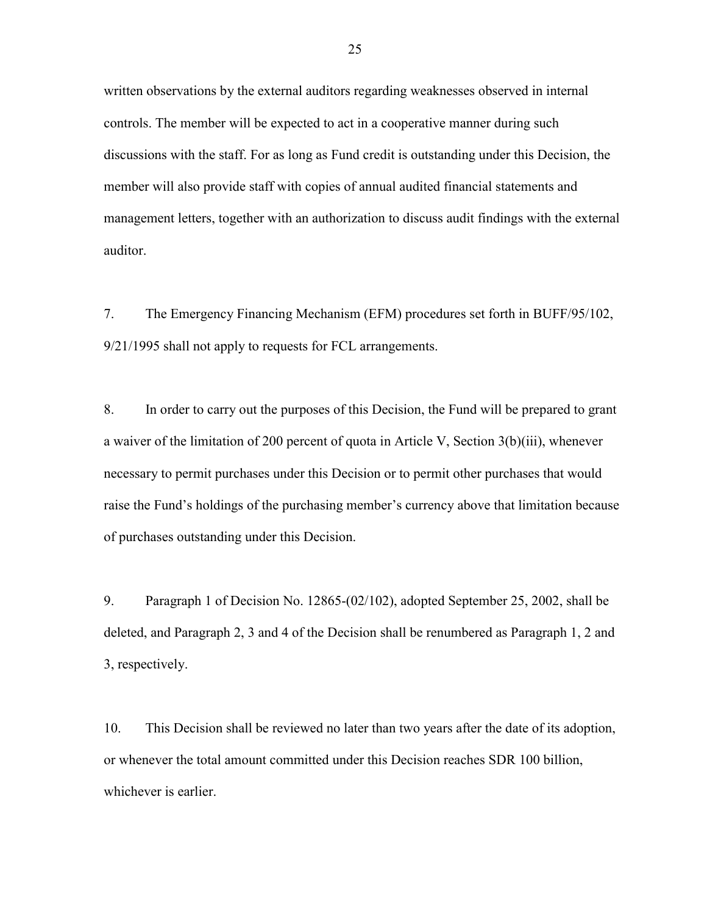written observations by the external auditors regarding weaknesses observed in internal controls. The member will be expected to act in a cooperative manner during such discussions with the staff. For as long as Fund credit is outstanding under this Decision, the member will also provide staff with copies of annual audited financial statements and management letters, together with an authorization to discuss audit findings with the external auditor.

7. The Emergency Financing Mechanism (EFM) procedures set forth in BUFF/95/102, 9/21/1995 shall not apply to requests for FCL arrangements.

8. In order to carry out the purposes of this Decision, the Fund will be prepared to grant a waiver of the limitation of 200 percent of quota in Article V, Section 3(b)(iii), whenever necessary to permit purchases under this Decision or to permit other purchases that would raise the Fund's holdings of the purchasing member's currency above that limitation because of purchases outstanding under this Decision.

9. Paragraph 1 of Decision No. 12865-(02/102), adopted September 25, 2002, shall be deleted, and Paragraph 2, 3 and 4 of the Decision shall be renumbered as Paragraph 1, 2 and 3, respectively.

10. This Decision shall be reviewed no later than two years after the date of its adoption, or whenever the total amount committed under this Decision reaches SDR 100 billion, whichever is earlier.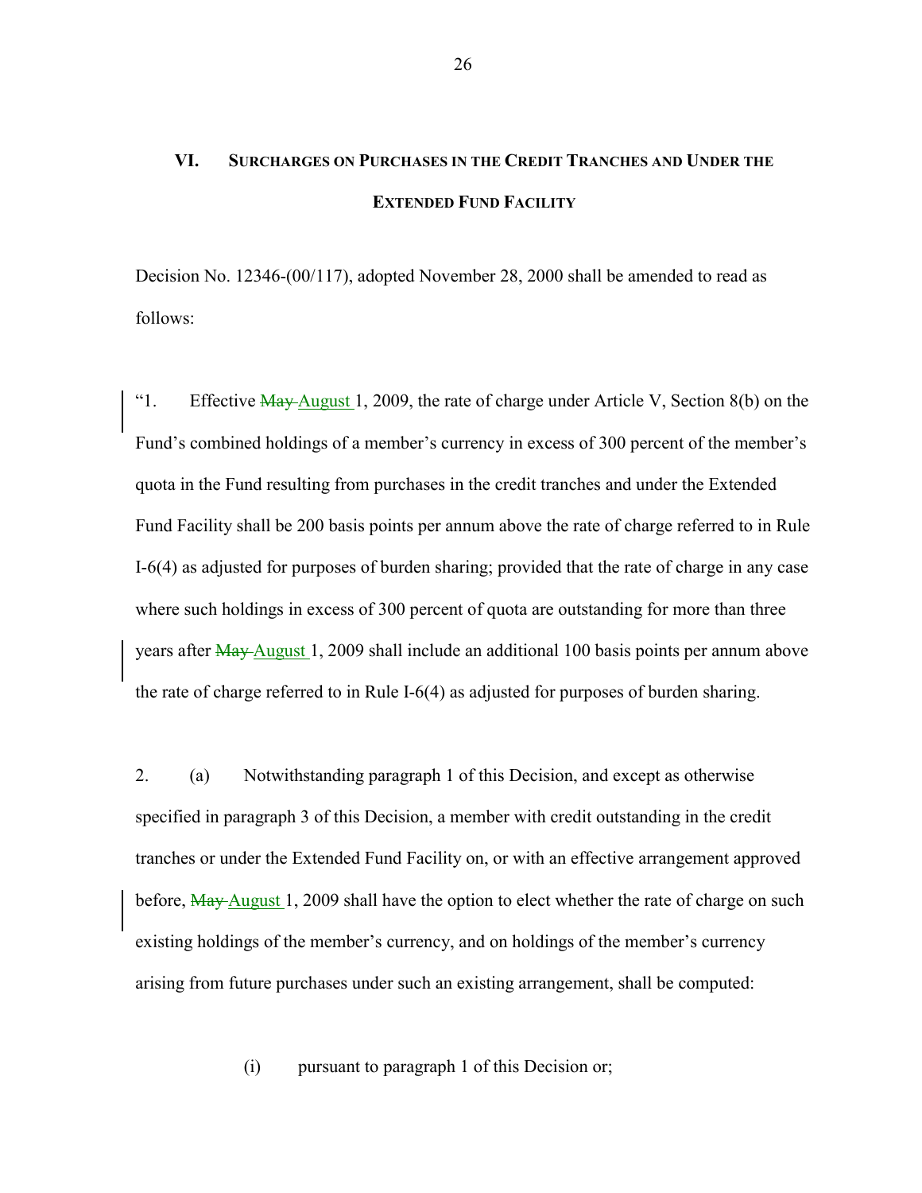## VI. Surcharges on Purchases in the Credit Tranches and Under the Extended Fund Facility

Decision No. 12346-(00/117), adopted November 28, 2000 shall be amended to read as follows:

"1. Effective ~~May~~ August 1, 2009, the rate of charge under Article V, Section 8(b) on the Fund's combined holdings of a member's currency in excess of 300 percent of the member's quota in the Fund resulting from purchases in the credit tranches and under the Extended Fund Facility shall be 200 basis points per annum above the rate of charge referred to in Rule I-6(4) as adjusted for purposes of burden sharing; provided that the rate of charge in any case where such holdings in excess of 300 percent of quota are outstanding for more than three years after ~~May~~ August 1, 2009 shall include an additional 100 basis points per annum above the rate of charge referred to in Rule I-6(4) as adjusted for purposes of burden sharing.

2. (a) Notwithstanding paragraph 1 of this Decision, and except as otherwise specified in paragraph 3 of this Decision, a member with credit outstanding in the credit tranches or under the Extended Fund Facility on, or with an effective arrangement approved before, ~~May~~ August 1, 2009 shall have the option to elect whether the rate of charge on such existing holdings of the member's currency, and on holdings of the member's currency arising from future purchases under such an existing arrangement, shall be computed:

(i) pursuant to paragraph 1 of this Decision or;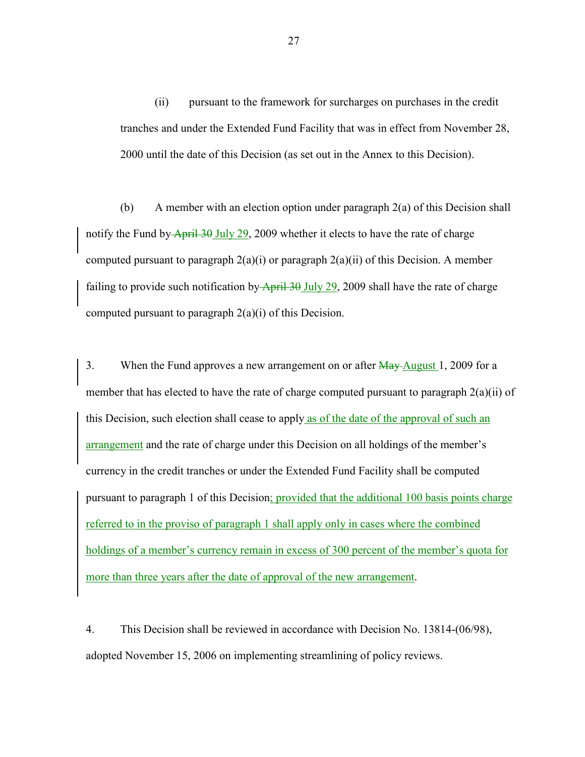(ii) pursuant to the framework for surcharges on purchases in the credit tranches and under the Extended Fund Facility that was in effect from November 28, 2000 until the date of this Decision (as set out in the Annex to this Decision).

(b) A member with an election option under paragraph 2(a) of this Decision shall notify the Fund by ~~April 30~~ July 29, 2009 whether it elects to have the rate of charge computed pursuant to paragraph 2(a)(i) or paragraph 2(a)(ii) of this Decision. A member failing to provide such notification by ~~April 30~~ July 29, 2009 shall have the rate of charge computed pursuant to paragraph 2(a)(i) of this Decision.

3. When the Fund approves a new arrangement on or after ~~May~~ August 1, 2009 for a member that has elected to have the rate of charge computed pursuant to paragraph 2(a)(ii) of this Decision, such election shall cease to apply as of the date of the approval of such an arrangement and the rate of charge under this Decision on all holdings of the member's currency in the credit tranches or under the Extended Fund Facility shall be computed pursuant to paragraph 1 of this Decision; provided that the additional 100 basis points charge referred to in the proviso of paragraph 1 shall apply only in cases where the combined holdings of a member's currency remain in excess of 300 percent of the member's quota for more than three years after the date of approval of the new arrangement.

4. This Decision shall be reviewed in accordance with Decision No. 13814-(06/98), adopted November 15, 2006 on implementing streamlining of policy reviews.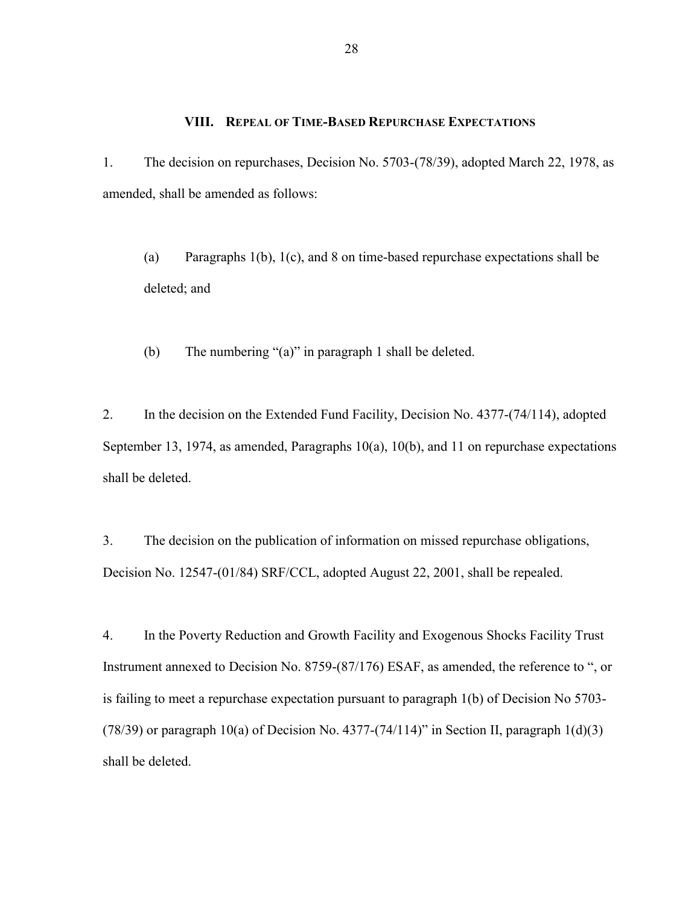## VIII. Repeal of Time-Based Repurchase Expectations

1. The decision on repurchases, Decision No. 5703-(78/39), adopted March 22, 1978, as amended, shall be amended as follows:

   (a) Paragraphs 1(b), 1(c), and 8 on time-based repurchase expectations shall be deleted; and

   (b) The numbering "(a)" in paragraph 1 shall be deleted.

2. In the decision on the Extended Fund Facility, Decision No. 4377-(74/114), adopted September 13, 1974, as amended, Paragraphs 10(a), 10(b), and 11 on repurchase expectations shall be deleted.

3. The decision on the publication of information on missed repurchase obligations, Decision No. 12547-(01/84) SRF/CCL, adopted August 22, 2001, shall be repealed.

4. In the Poverty Reduction and Growth Facility and Exogenous Shocks Facility Trust Instrument annexed to Decision No. 8759-(87/176) ESAF, as amended, the reference to ", or is failing to meet a repurchase expectation pursuant to paragraph 1(b) of Decision No 5703-(78/39) or paragraph 10(a) of Decision No. 4377-(74/114)" in Section II, paragraph 1(d)(3) shall be deleted.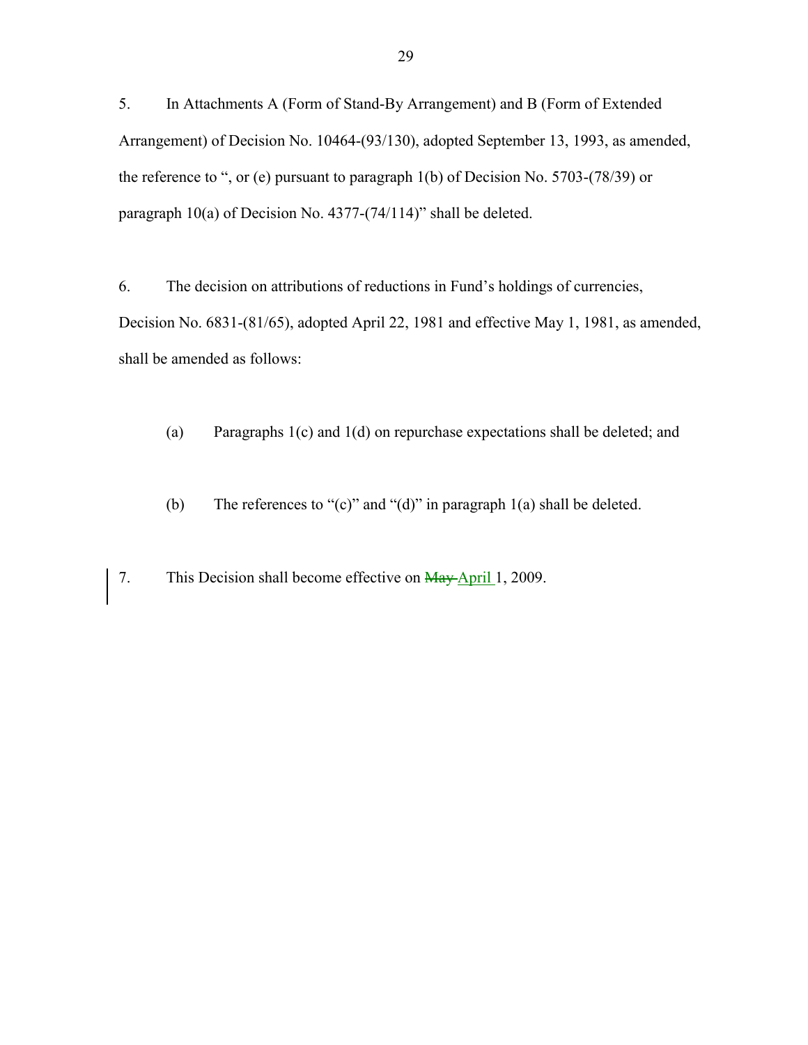5. In Attachments A (Form of Stand-By Arrangement) and B (Form of Extended Arrangement) of Decision No. 10464-(93/130), adopted September 13, 1993, as amended, the reference to ", or (e) pursuant to paragraph 1(b) of Decision No. 5703-(78/39) or paragraph 10(a) of Decision No. 4377-(74/114)" shall be deleted.

6. The decision on attributions of reductions in Fund's holdings of currencies, Decision No. 6831-(81/65), adopted April 22, 1981 and effective May 1, 1981, as amended, shall be amended as follows:

(a) Paragraphs 1(c) and 1(d) on repurchase expectations shall be deleted; and

(b) The references to "(c)" and "(d)" in paragraph 1(a) shall be deleted.

7. This Decision shall become effective on ~~May~~ April 1, 2009.